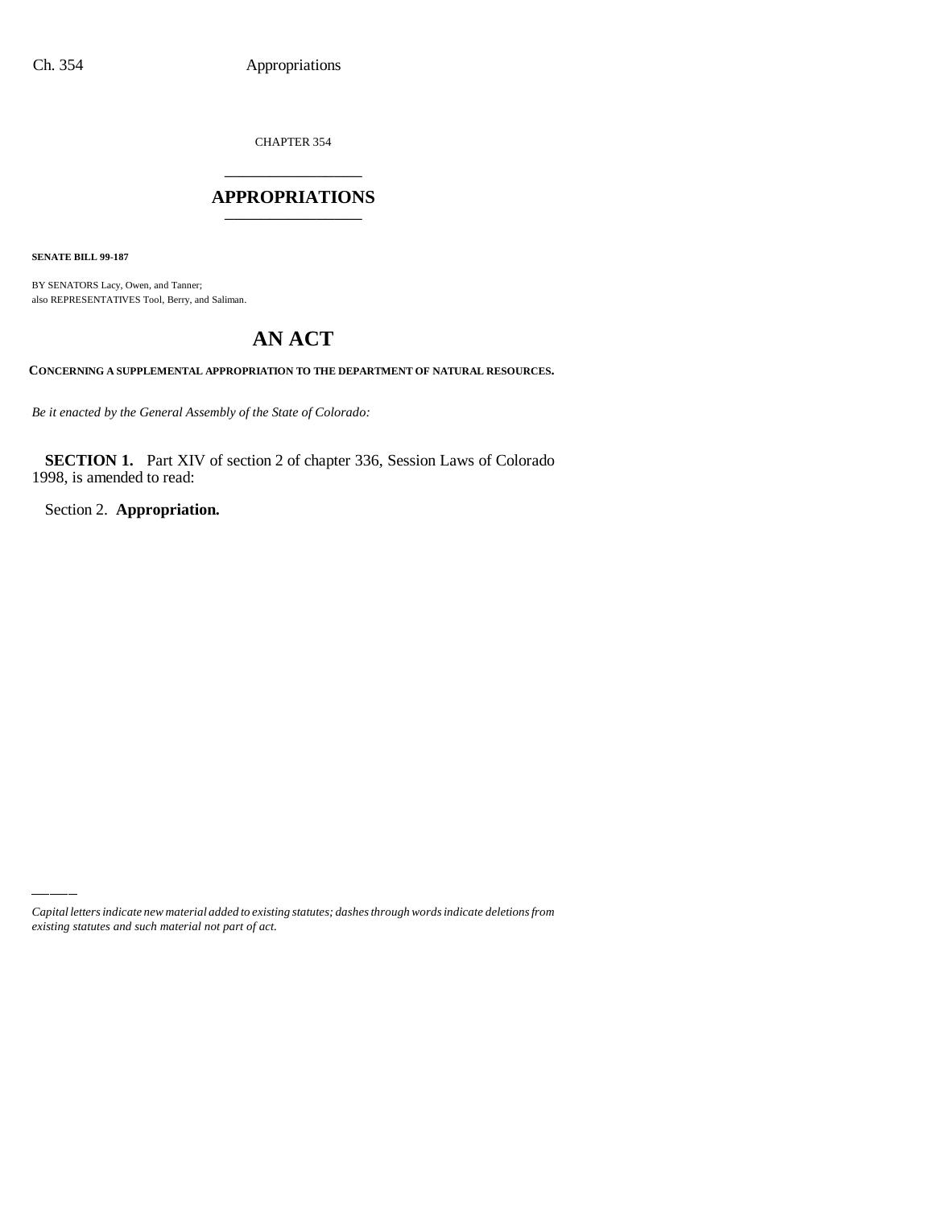CHAPTER 354

# APPROPRIATIONS

**SENATE BILL 99-187**

BY SENATORS Lacy, Owen, and Tanner;
also REPRESENTATIVES Tool, Berry, and Saliman.

# AN ACT

**CONCERNING A SUPPLEMENTAL APPROPRIATION TO THE DEPARTMENT OF NATURAL RESOURCES.**

*Be it enacted by the General Assembly of the State of Colorado:*

**SECTION 1.** Part XIV of section 2 of chapter 336, Session Laws of Colorado 1998, is amended to read:

Section 2. **Appropriation.**

*Capital letters indicate new material added to existing statutes; dashes through words indicate deletions from existing statutes and such material not part of act.*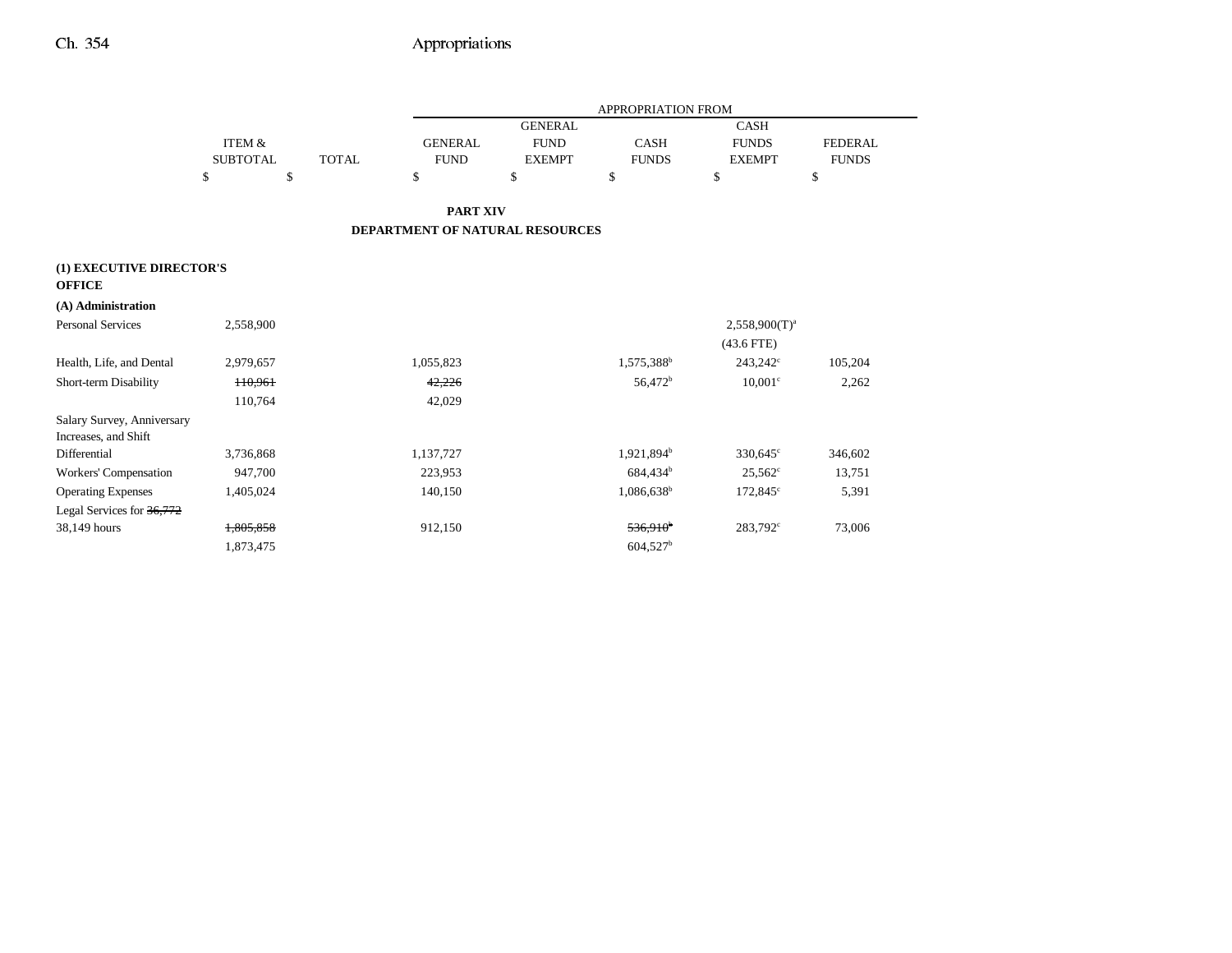| | ITEM & SUBTOTAL | TOTAL | GENERAL FUND | GENERAL FUND EXEMPT | CASH FUNDS | CASH FUNDS EXEMPT | FEDERAL FUNDS |
|---|---|---|---|---|---|---|---|
| | | | APPROPRIATION FROM | | | | |
| | $ | $ | $ | $ | $ | $ | $ |

**PART XIV**

**DEPARTMENT OF NATURAL RESOURCES**

**(1) EXECUTIVE DIRECTOR'S OFFICE**

**(A) Administration**

| | ITEM & SUBTOTAL | TOTAL | GENERAL FUND | GENERAL FUND EXEMPT | CASH FUNDS | CASH FUNDS EXEMPT | FEDERAL FUNDS |
|---|---|---|---|---|---|---|---|
| Personal Services | 2,558,900 | | | | | 2,558,900(T)[a] | |
| | | | | | | (43.6 FTE) | |
| Health, Life, and Dental | 2,979,657 | | 1,055,823 | | 1,575,388[b] | 243,242[c] | 105,204 |
| Short-term Disability | ~~110,961~~ | | ~~42,226~~ | | 56,472[b] | 10,001[c] | 2,262 |
| | 110,764 | | 42,029 | | | | |
| Salary Survey, Anniversary Increases, and Shift Differential | 3,736,868 | | 1,137,727 | | 1,921,894[b] | 330,645[c] | 346,602 |
| Workers' Compensation | 947,700 | | 223,953 | | 684,434[b] | 25,562[c] | 13,751 |
| Operating Expenses | 1,405,024 | | 140,150 | | 1,086,638[b] | 172,845[c] | 5,391 |
| Legal Services for ~~36,772~~ 38,149 hours | ~~1,805,858~~ | | 912,150 | | ~~536,910~~[b] | 283,792[c] | 73,006 |
| | 1,873,475 | | | | 604,527[b] | | |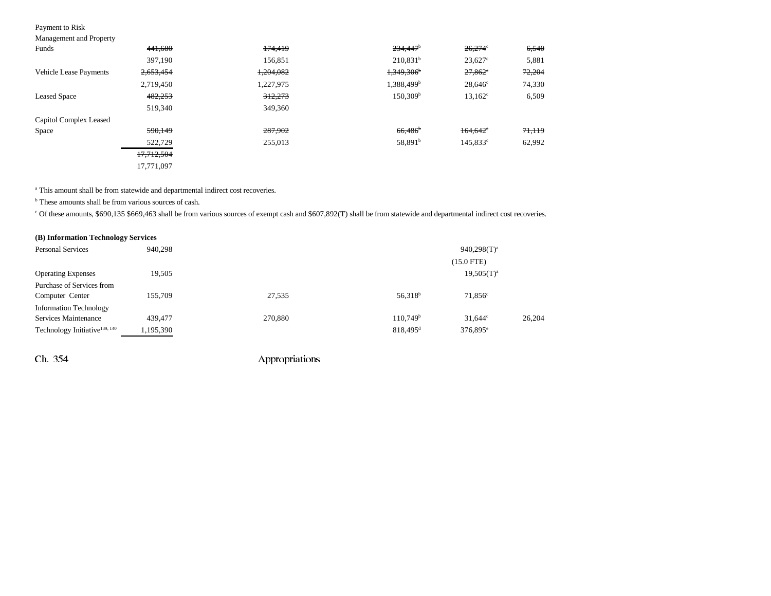| | | | | | |
|---|---|---|---|---|---|
| Payment to Risk Management and Property Funds | ~~441,680~~ | ~~174,419~~ | ~~234,447~~[b] | ~~26,274~~[c] | ~~6,540~~ |
| | 397,190 | 156,851 | 210,831[b] | 23,627[c] | 5,881 |
| Vehicle Lease Payments | ~~2,653,454~~ | ~~1,204,082~~ | ~~1,349,306~~[b] | ~~27,862~~[c] | ~~72,204~~ |
| | 2,719,450 | 1,227,975 | 1,388,499[b] | 28,646[c] | 74,330 |
| Leased Space | ~~482,253~~ | ~~312,273~~ | 150,309[b] | 13,162[c] | 6,509 |
| | 519,340 | 349,360 | | | |
| Capitol Complex Leased Space | ~~590,149~~ | ~~287,902~~ | ~~66,486~~[b] | ~~164,642~~[c] | ~~71,119~~ |
| | 522,729 | 255,013 | 58,891[b] | 145,833[c] | 62,992 |
| | ~~17,712,504~~ | | | | |
| | 17,771,097 | | | | |

[a] This amount shall be from statewide and departmental indirect cost recoveries.

[b] These amounts shall be from various sources of cash.

[c] Of these amounts, ~~$690,135~~ $669,463 shall be from various sources of exempt cash and $607,892(T) shall be from statewide and departmental indirect cost recoveries.

**(B) Information Technology Services**

| | | | | | |
|---|---|---|---|---|---|
| Personal Services | 940,298 | | | 940,298(T)[a] | |
| | | | | (15.0 FTE) | |
| Operating Expenses | 19,505 | | | 19,505(T)[a] | |
| Purchase of Services from Computer Center | 155,709 | 27,535 | 56,318[b] | 71,856[c] | |
| Information Technology Services Maintenance | 439,477 | 270,880 | 110,749[b] | 31,644[c] | 26,204 |
| Technology Initiative[139, 140] | 1,195,390 | | 818,495[d] | 376,895[e] | |

Ch. 354 Appropriations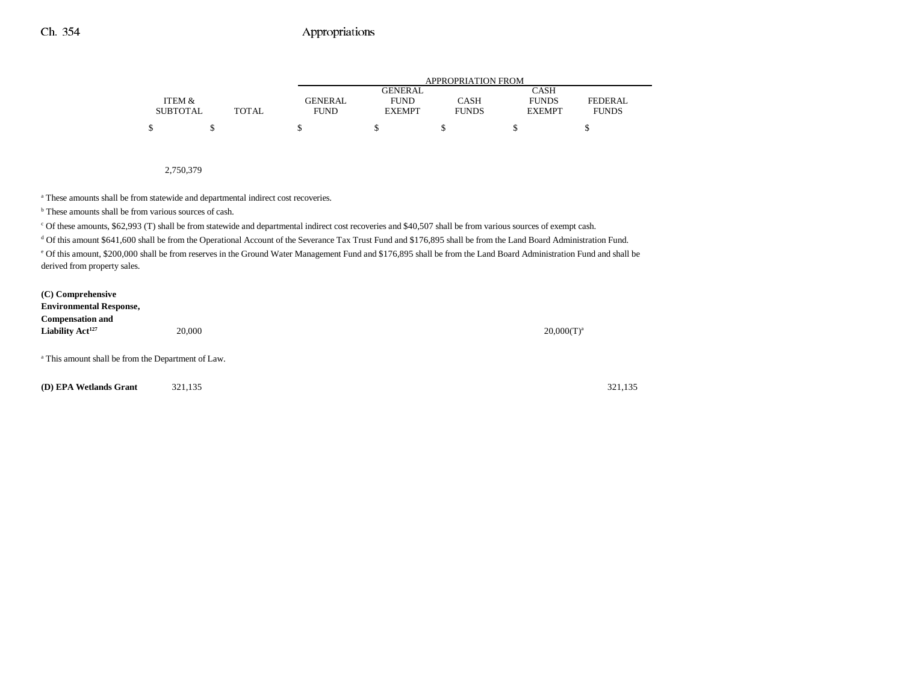| | ITEM & SUBTOTAL | TOTAL | GENERAL FUND | GENERAL FUND EXEMPT | CASH FUNDS | CASH FUNDS EXEMPT | FEDERAL FUNDS |
|---|---|---|---|---|---|---|---|
| | $ | $ | $ | $ | $ | $ | $ |
| | 2,750,379 | | | | | | |

[a] These amounts shall be from statewide and departmental indirect cost recoveries.

[b] These amounts shall be from various sources of cash.

[c] Of these amounts, $62,993 (T) shall be from statewide and departmental indirect cost recoveries and $40,507 shall be from various sources of exempt cash.

[d] Of this amount $641,600 shall be from the Operational Account of the Severance Tax Trust Fund and $176,895 shall be from the Land Board Administration Fund.

[e] Of this amount, $200,000 shall be from reserves in the Ground Water Management Fund and $176,895 shall be from the Land Board Administration Fund and shall be derived from property sales.

| | ITEM & SUBTOTAL | TOTAL | GENERAL FUND | GENERAL FUND EXEMPT | CASH FUNDS | CASH FUNDS EXEMPT | FEDERAL FUNDS |
|---|---|---|---|---|---|---|---|
| **(C) Comprehensive Environmental Response, Compensation and Liability Act**[127] | 20,000 | | | | | 20,000(T)[a] | |

[a] This amount shall be from the Department of Law.

| | ITEM & SUBTOTAL | TOTAL | GENERAL FUND | GENERAL FUND EXEMPT | CASH FUNDS | CASH FUNDS EXEMPT | FEDERAL FUNDS |
|---|---|---|---|---|---|---|---|
| **(D) EPA Wetlands Grant** | 321,135 | | | | | | 321,135 |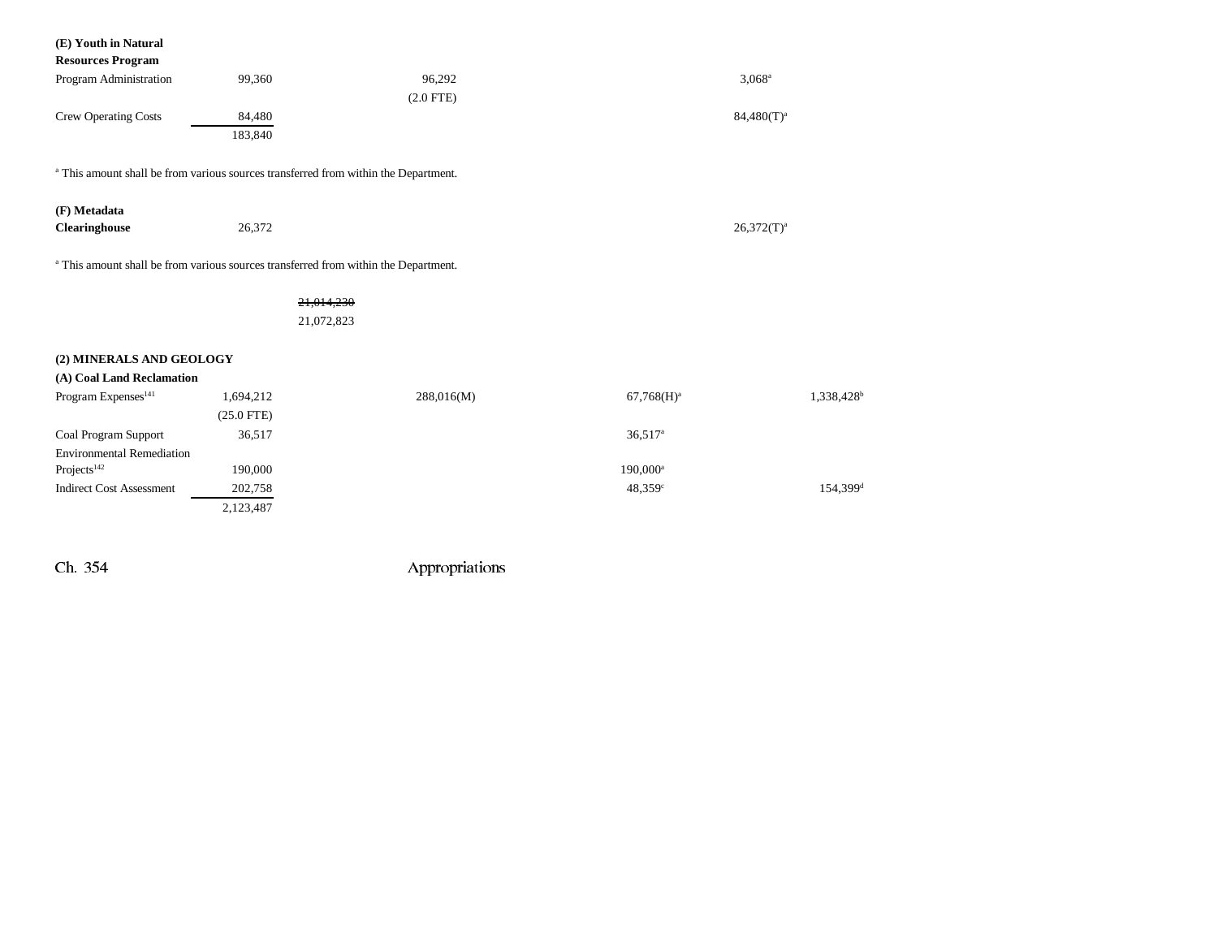| | | | | | | |
|---|---|---|---|---|---|---|
| **(E) Youth in Natural Resources Program** | | | | | | |
| Program Administration | 99,360 | | 96,292 | | 3,068[a] | |
| | | | (2.0 FTE) | | | |
| Crew Operating Costs | 84,480 | | | | 84,480(T)[a] | |
| | 183,840 | | | | | |

[a] This amount shall be from various sources transferred from within the Department.

| | | | | | | |
|---|---|---|---|---|---|---|
| **(F) Metadata Clearinghouse** | 26,372 | | | | 26,372(T)[a] | |

[a] This amount shall be from various sources transferred from within the Department.

| | | | | | | |
|---|---|---|---|---|---|---|
| | | ~~21,014,230~~ | | | | |
| | | 21,072,823 | | | | |

| | | | | | | |
|---|---|---|---|---|---|---|
| **(2) MINERALS AND GEOLOGY** | | | | | | |
| **(A) Coal Land Reclamation** | | | | | | |
| Program Expenses[141] | 1,694,212 | | 288,016(M) | 67,768(H)[a] | | 1,338,428[b] |
| | (25.0 FTE) | | | | | |
| Coal Program Support | 36,517 | | | 36,517[a] | | |
| Environmental Remediation Projects[142] | 190,000 | | | 190,000[a] | | |
| Indirect Cost Assessment | 202,758 | | | 48,359[c] | | 154,399[d] |
| | 2,123,487 | | | | | |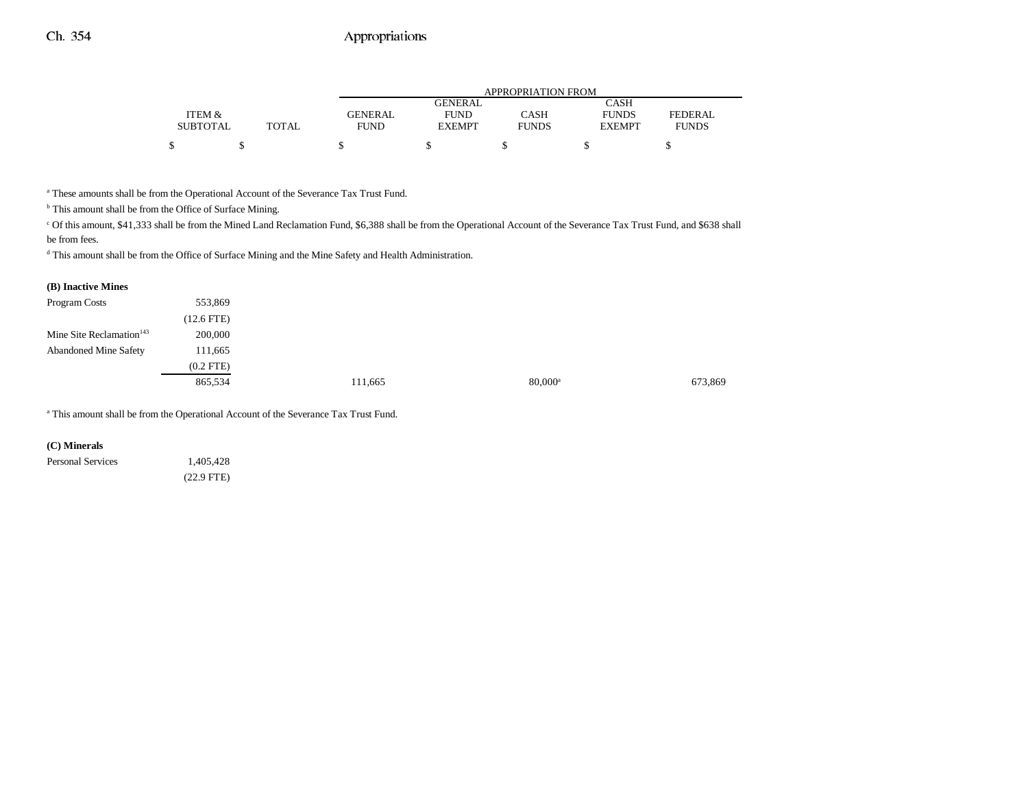| | ITEM & SUBTOTAL | TOTAL | GENERAL FUND | GENERAL FUND EXEMPT | CASH FUNDS | CASH FUNDS EXEMPT | FEDERAL FUNDS |
|---|---|---|---|---|---|---|---|
| | $ | $ | $ | $ | $ | $ | $ |

[a] These amounts shall be from the Operational Account of the Severance Tax Trust Fund.

[b] This amount shall be from the Office of Surface Mining.

[c] Of this amount, $41,333 shall be from the Mined Land Reclamation Fund, $6,388 shall be from the Operational Account of the Severance Tax Trust Fund, and $638 shall be from fees.

[d] This amount shall be from the Office of Surface Mining and the Mine Safety and Health Administration.

**(B) Inactive Mines**

| | ITEM & SUBTOTAL | TOTAL | GENERAL FUND | GENERAL FUND EXEMPT | CASH FUNDS | CASH FUNDS EXEMPT | FEDERAL FUNDS |
|---|---|---|---|---|---|---|---|
| Program Costs | 553,869 | | | | | | |
| | (12.6 FTE) | | | | | | |
| Mine Site Reclamation[143] | 200,000 | | | | | | |
| Abandoned Mine Safety | 111,665 | | | | | | |
| | (0.2 FTE) | | | | | | |
| | 865,534 | | 111,665 | | 80,000[a] | | 673,869 |

[a] This amount shall be from the Operational Account of the Severance Tax Trust Fund.

**(C) Minerals**

| | ITEM & SUBTOTAL | TOTAL | GENERAL FUND | GENERAL FUND EXEMPT | CASH FUNDS | CASH FUNDS EXEMPT | FEDERAL FUNDS |
|---|---|---|---|---|---|---|---|
| Personal Services | 1,405,428 | | | | | | |
| | (22.9 FTE) | | | | | | |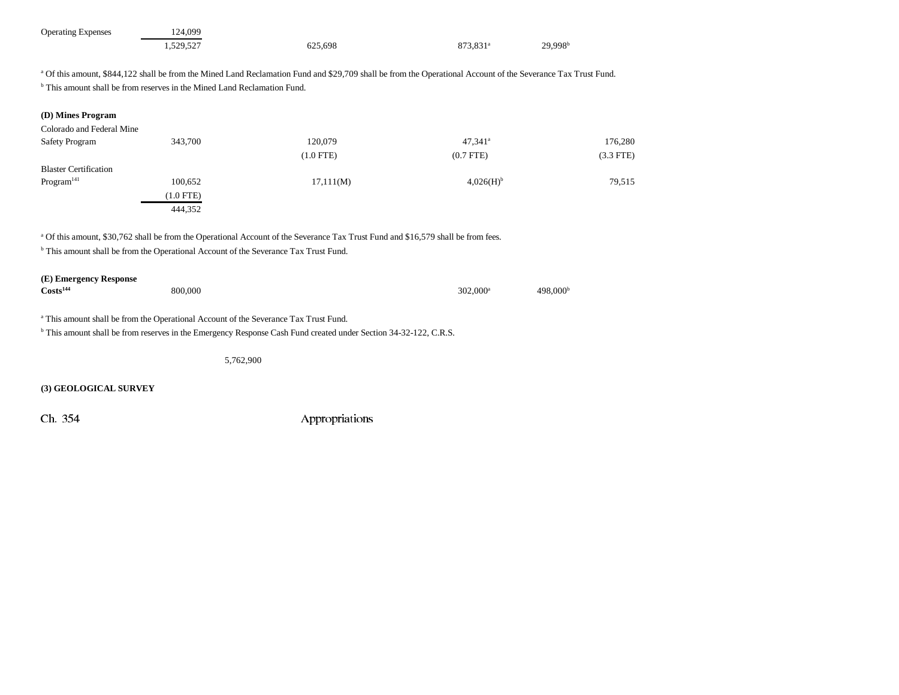| | | | | | |
|---|---|---|---|---|---|
| Operating Expenses | 124,099 | | | | |
| | 1,529,527 | 625,698 | 873,831[a] | 29,998[b] | |

[a] Of this amount, $844,122 shall be from the Mined Land Reclamation Fund and $29,709 shall be from the Operational Account of the Severance Tax Trust Fund.
[b] This amount shall be from reserves in the Mined Land Reclamation Fund.

**(D) Mines Program**

| | | | | | |
|---|---|---|---|---|---|
| Colorado and Federal Mine Safety Program | 343,700 | 120,079 (1.0 FTE) | 47,341[a] (0.7 FTE) | | 176,280 (3.3 FTE) |
| Blaster Certification Program[141] | 100,652 (1.0 FTE) | 17,111(M) | 4,026(H)[b] | | 79,515 |
| | 444,352 | | | | |

[a] Of this amount, $30,762 shall be from the Operational Account of the Severance Tax Trust Fund and $16,579 shall be from fees.
[b] This amount shall be from the Operational Account of the Severance Tax Trust Fund.

| | | | | | |
|---|---|---|---|---|---|
| **(E) Emergency Response Costs[144]** | 800,000 | | 302,000[a] | 498,000[b] | |

[a] This amount shall be from the Operational Account of the Severance Tax Trust Fund.
[b] This amount shall be from reserves in the Emergency Response Cash Fund created under Section 34-32-122, C.R.S.

5,762,900

**(3) GEOLOGICAL SURVEY**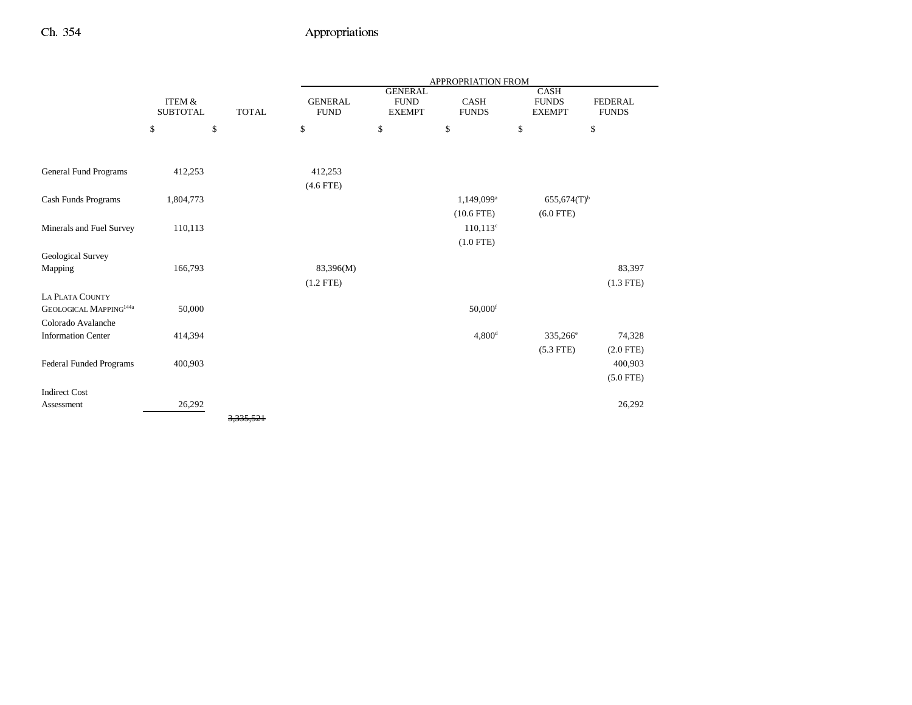| | ITEM & SUBTOTAL | TOTAL | APPROPRIATION FROM GENERAL FUND | GENERAL FUND EXEMPT | CASH FUNDS | CASH FUNDS EXEMPT | FEDERAL FUNDS |
|---|---|---|---|---|---|---|---|
| | $ | $ | $ | $ | $ | $ | $ |
| General Fund Programs | 412,253 | | 412,253 | | | | |
| | | | (4.6 FTE) | | | | |
| Cash Funds Programs | 1,804,773 | | | | 1,149,099[a] | 655,674(T)[b] | |
| | | | | | (10.6 FTE) | (6.0 FTE) | |
| Minerals and Fuel Survey | 110,113 | | | | 110,113[c] | | |
| | | | | | (1.0 FTE) | | |
| Geological Survey Mapping | 166,793 | | 83,396(M) | | | | 83,397 |
| | | | (1.2 FTE) | | | | (1.3 FTE) |
| LA PLATA COUNTY GEOLOGICAL MAPPING[144a] | 50,000 | | | | 50,000[f] | | |
| Colorado Avalanche Information Center | 414,394 | | | | 4,800[d] | 335,266[e] | 74,328 |
| | | | | | | (5.3 FTE) | (2.0 FTE) |
| Federal Funded Programs | 400,903 | | | | | | 400,903 |
| | | | | | | | (5.0 FTE) |
| Indirect Cost Assessment | 26,292 | | | | | | 26,292 |
| | | ~~3,335,521~~ | | | | | |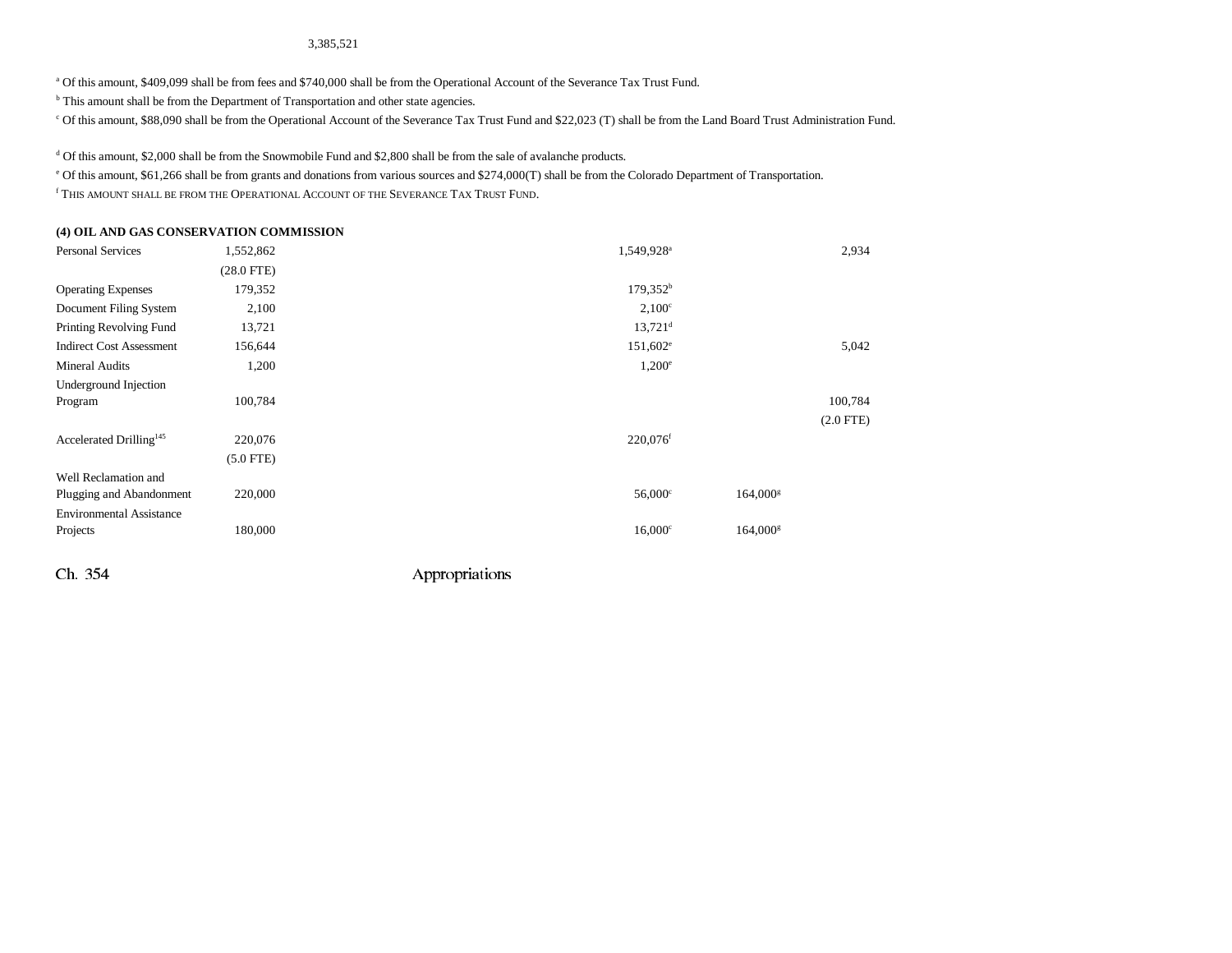3,385,521

[a] Of this amount, $409,099 shall be from fees and $740,000 shall be from the Operational Account of the Severance Tax Trust Fund.

[b] This amount shall be from the Department of Transportation and other state agencies.

[c] Of this amount, $88,090 shall be from the Operational Account of the Severance Tax Trust Fund and $22,023 (T) shall be from the Land Board Trust Administration Fund.

[d] Of this amount, $2,000 shall be from the Snowmobile Fund and $2,800 shall be from the sale of avalanche products.

[e] Of this amount, $61,266 shall be from grants and donations from various sources and $274,000(T) shall be from the Colorado Department of Transportation.

[f] THIS AMOUNT SHALL BE FROM THE OPERATIONAL ACCOUNT OF THE SEVERANCE TAX TRUST FUND.

**(4) OIL AND GAS CONSERVATION COMMISSION**

| | | | | | | |
|---|---|---|---|---|---|---|
| Personal Services | 1,552,862 | | | 1,549,928[a] | | 2,934 |
| | (28.0 FTE) | | | | | |
| Operating Expenses | 179,352 | | | 179,352[b] | | |
| Document Filing System | 2,100 | | | 2,100[c] | | |
| Printing Revolving Fund | 13,721 | | | 13,721[d] | | |
| Indirect Cost Assessment | 156,644 | | | 151,602[e] | | 5,042 |
| Mineral Audits | 1,200 | | | 1,200[e] | | |
| Underground Injection Program | 100,784 | | | | | 100,784 |
| | | | | | | (2.0 FTE) |
| Accelerated Drilling[145] | 220,076 | | | 220,076[f] | | |
| | (5.0 FTE) | | | | | |
| Well Reclamation and Plugging and Abandonment | 220,000 | | | 56,000[c] | 164,000[g] | |
| Environmental Assistance Projects | 180,000 | | | 16,000[c] | 164,000[g] | |

Ch. 354 Appropriations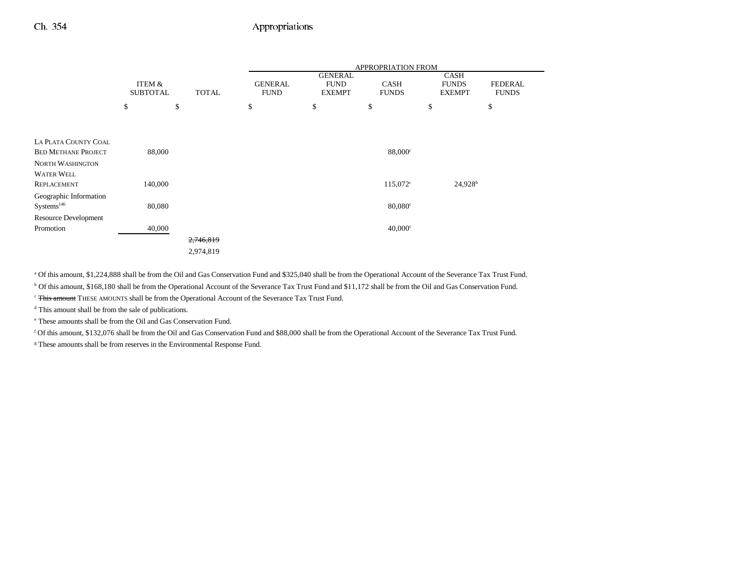| | ITEM & SUBTOTAL | TOTAL | APPROPRIATION FROM GENERAL FUND | GENERAL FUND EXEMPT | CASH FUNDS | CASH FUNDS EXEMPT | FEDERAL FUNDS |
|---|---|---|---|---|---|---|---|
| | $ | $ | $ | $ | $ | $ | $ |
| LA PLATA COUNTY COAL BED METHANE PROJECT | 88,000 | | | | 88,000[c] | | |
| NORTH WASHINGTON WATER WELL REPLACEMENT | 140,000 | | | | 115,072[c] | 24,928[h] | |
| Geographic Information Systems[146] | 80,080 | | | | 80,080[c] | | |
| Resource Development Promotion | 40,000 | | | | 40,000[c] | | |
| | | ~~2,746,819~~ | | | | | |
| | | 2,974,819 | | | | | |

[a] Of this amount, $1,224,888 shall be from the Oil and Gas Conservation Fund and $325,040 shall be from the Operational Account of the Severance Tax Trust Fund.

[b] Of this amount, $168,180 shall be from the Operational Account of the Severance Tax Trust Fund and $11,172 shall be from the Oil and Gas Conservation Fund.

[c] ~~This amount~~ THESE AMOUNTS shall be from the Operational Account of the Severance Tax Trust Fund.

[d] This amount shall be from the sale of publications.

[e] These amounts shall be from the Oil and Gas Conservation Fund.

[f] Of this amount, $132,076 shall be from the Oil and Gas Conservation Fund and $88,000 shall be from the Operational Account of the Severance Tax Trust Fund.

[g] These amounts shall be from reserves in the Environmental Response Fund.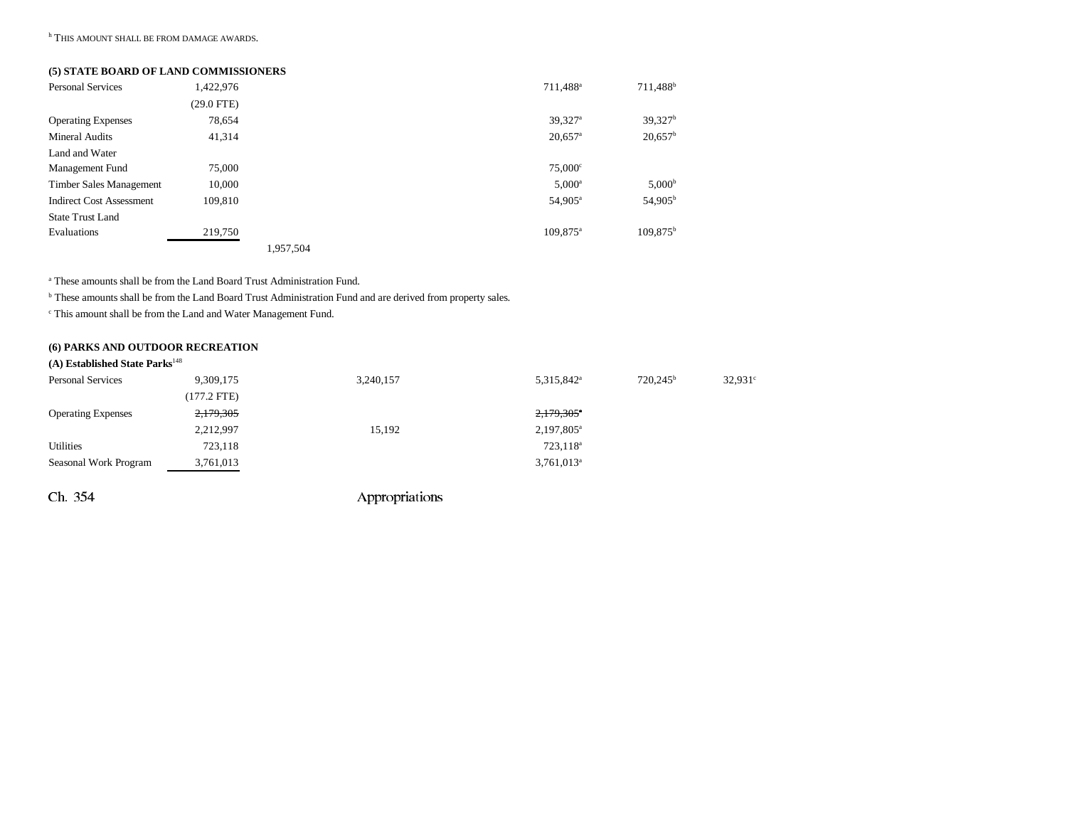[h] THIS AMOUNT SHALL BE FROM DAMAGE AWARDS.

**(5) STATE BOARD OF LAND COMMISSIONERS**

| | | | | | | |
|---|---|---|---|---|---|---|
| Personal Services | 1,422,976 | | | 711,488[a] | 711,488[b] | |
| | (29.0 FTE) | | | | | |
| Operating Expenses | 78,654 | | | 39,327[a] | 39,327[b] | |
| Mineral Audits | 41,314 | | | 20,657[a] | 20,657[b] | |
| Land and Water Management Fund | 75,000 | | | 75,000[c] | | |
| Timber Sales Management | 10,000 | | | 5,000[a] | 5,000[b] | |
| Indirect Cost Assessment | 109,810 | | | 54,905[a] | 54,905[b] | |
| State Trust Land Evaluations | 219,750 | | | 109,875[a] | 109,875[b] | |
| | | 1,957,504 | | | | |

[a] These amounts shall be from the Land Board Trust Administration Fund.

[b] These amounts shall be from the Land Board Trust Administration Fund and are derived from property sales.

[c] This amount shall be from the Land and Water Management Fund.

**(6) PARKS AND OUTDOOR RECREATION**

**(A) Established State Parks**[148]

| | | | | | | |
|---|---|---|---|---|---|---|
| Personal Services | 9,309,175 | | 3,240,157 | 5,315,842[a] | 720,245[b] | 32,931[c] |
| | (177.2 FTE) | | | | | |
| Operating Expenses | ~~2,179,305~~ | | | ~~2,179,305[a]~~ | | |
| | 2,212,997 | | 15,192 | 2,197,805[a] | | |
| Utilities | 723,118 | | | 723,118[a] | | |
| Seasonal Work Program | 3,761,013 | | | 3,761,013[a] | | |

Ch. 354 Appropriations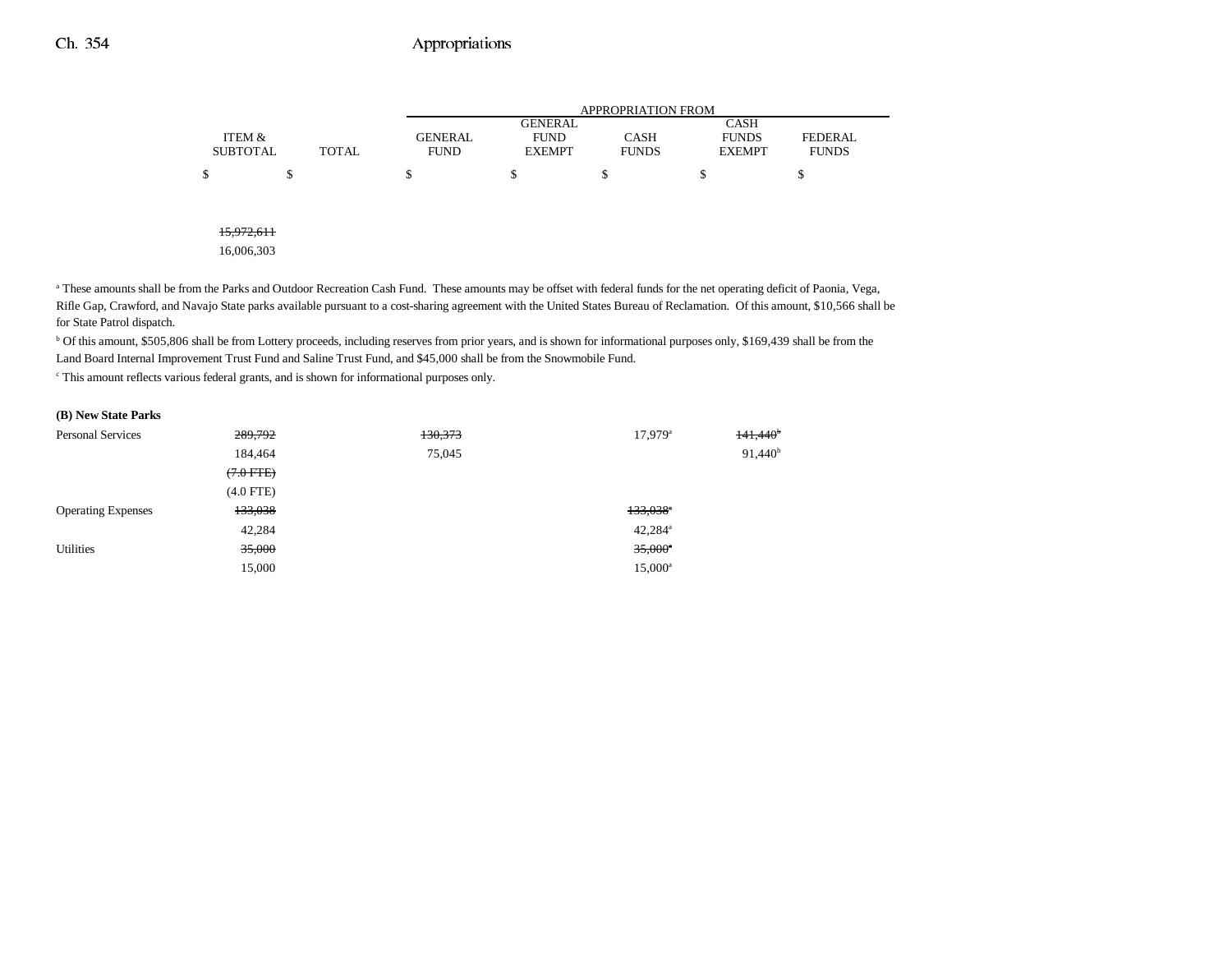| | ITEM & SUBTOTAL | TOTAL | APPROPRIATION FROM GENERAL FUND | GENERAL FUND EXEMPT | CASH FUNDS | CASH FUNDS EXEMPT | FEDERAL FUNDS |
|---|---|---|---|---|---|---|---|
| | $ | $ | $ | $ | $ | $ | $ |
| | ~~15,972,611~~ | | | | | | |
| | 16,006,303 | | | | | | |

[a] These amounts shall be from the Parks and Outdoor Recreation Cash Fund. These amounts may be offset with federal funds for the net operating deficit of Paonia, Vega, Rifle Gap, Crawford, and Navajo State parks available pursuant to a cost-sharing agreement with the United States Bureau of Reclamation. Of this amount, $10,566 shall be for State Patrol dispatch.

[b] Of this amount, $505,806 shall be from Lottery proceeds, including reserves from prior years, and is shown for informational purposes only, $169,439 shall be from the Land Board Internal Improvement Trust Fund and Saline Trust Fund, and $45,000 shall be from the Snowmobile Fund.

[c] This amount reflects various federal grants, and is shown for informational purposes only.

**(B) New State Parks**

| | ITEM & SUBTOTAL | TOTAL | GENERAL FUND | GENERAL FUND EXEMPT | CASH FUNDS | CASH FUNDS EXEMPT | FEDERAL FUNDS |
|---|---|---|---|---|---|---|---|
| Personal Services | ~~289,792~~ | | ~~130,373~~ | | 17,979[a] | ~~141,440[b]~~ | |
| | 184,464 | | 75,045 | | | 91,440[b] | |
| | ~~(7.0 FTE)~~ | | | | | | |
| | (4.0 FTE) | | | | | | |
| Operating Expenses | ~~133,038~~ | | | | ~~133,038[a]~~ | | |
| | 42,284 | | | | 42,284[a] | | |
| Utilities | ~~35,000~~ | | | | ~~35,000[a]~~ | | |
| | 15,000 | | | | 15,000[a] | | |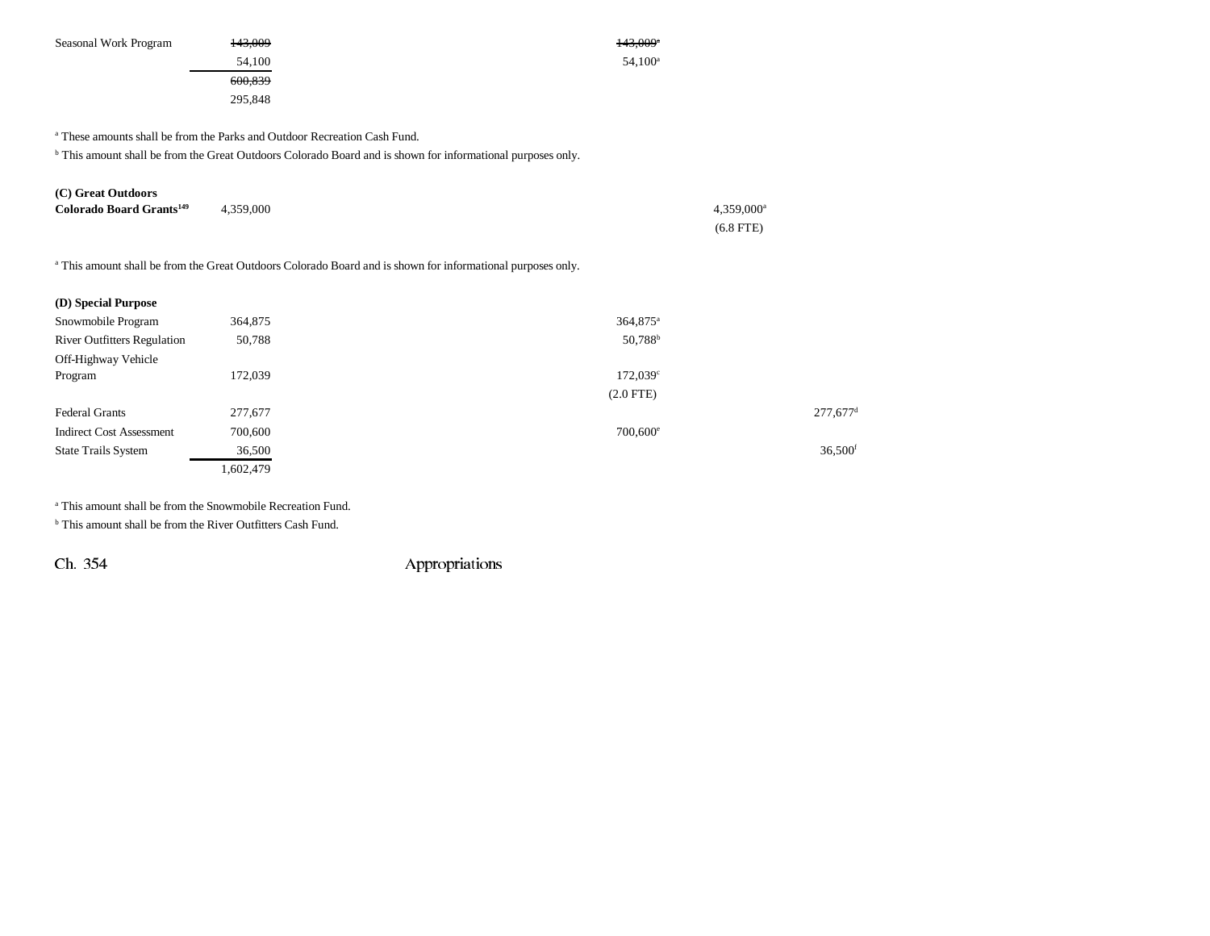| | | | | | |
|---|---|---|---|---|---|
| Seasonal Work Program | ~~143,009~~ | | ~~143,009~~[a] | | |
| | 54,100 | | 54,100[a] | | |
| | ~~600,839~~ | | | | |
| | 295,848 | | | | |

[a] These amounts shall be from the Parks and Outdoor Recreation Cash Fund.

[b] This amount shall be from the Great Outdoors Colorado Board and is shown for informational purposes only.

| | | | | | |
|---|---|---|---|---|---|
| **(C) Great Outdoors Colorado Board Grants**[149] | 4,359,000 | | | 4,359,000[a] | |
| | | | | (6.8 FTE) | |

[a] This amount shall be from the Great Outdoors Colorado Board and is shown for informational purposes only.

| | | | | | |
|---|---|---|---|---|---|
| **(D) Special Purpose** | | | | | |
| Snowmobile Program | 364,875 | | 364,875[a] | | |
| River Outfitters Regulation | 50,788 | | 50,788[b] | | |
| Off-Highway Vehicle Program | 172,039 | | 172,039[c] | | |
| | | | (2.0 FTE) | | |
| Federal Grants | 277,677 | | | | 277,677[d] |
| Indirect Cost Assessment | 700,600 | | 700,600[e] | | |
| State Trails System | 36,500 | | | | 36,500[f] |
| | 1,602,479 | | | | |

[a] This amount shall be from the Snowmobile Recreation Fund.

[b] This amount shall be from the River Outfitters Cash Fund.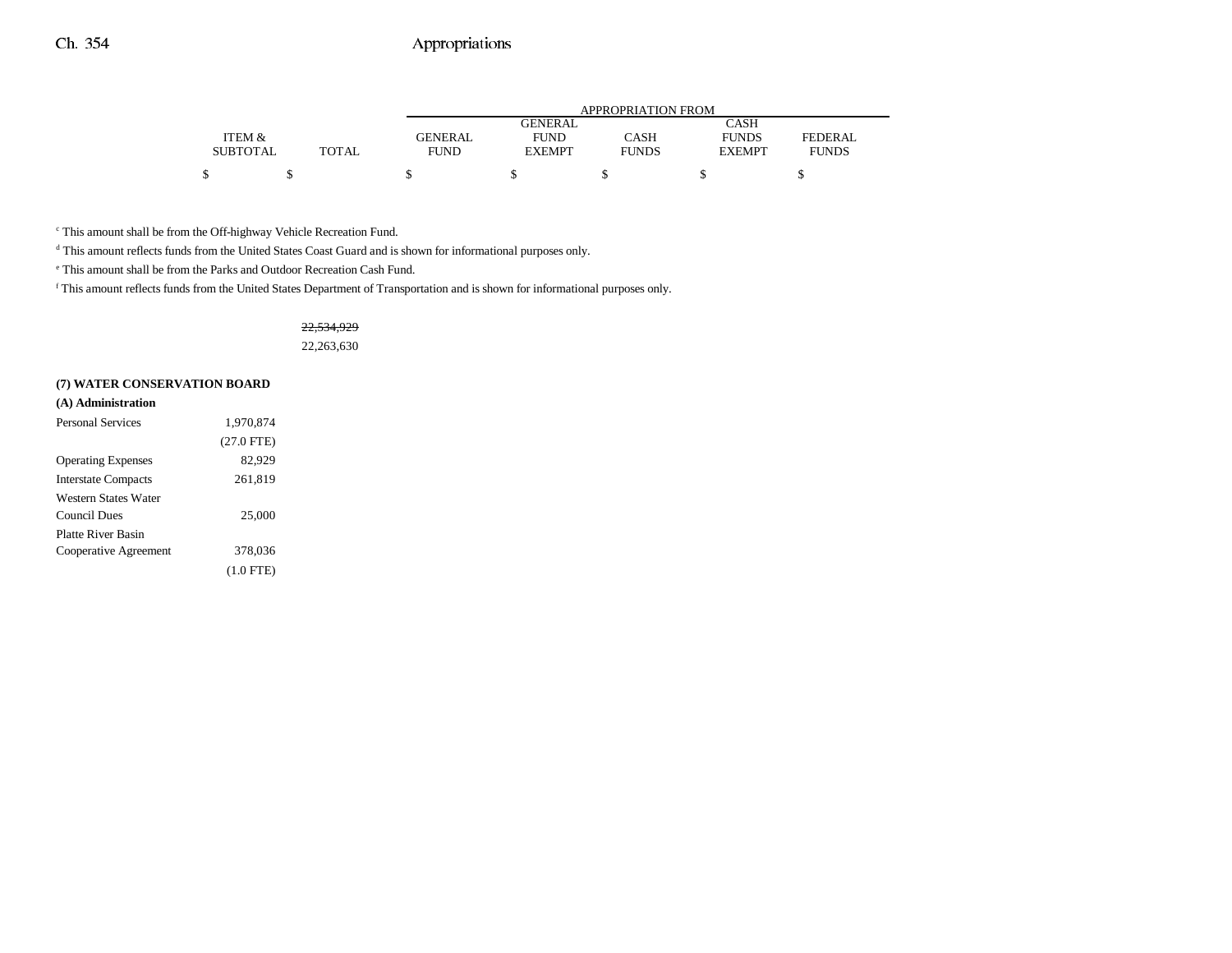| | ITEM & SUBTOTAL | TOTAL | GENERAL FUND | GENERAL FUND EXEMPT | CASH FUNDS | CASH FUNDS EXEMPT | FEDERAL FUNDS |
|---|---|---|---|---|---|---|---|
| | $ | $ | $ | $ | $ | $ | $ |

[c] This amount shall be from the Off-highway Vehicle Recreation Fund.

[d] This amount reflects funds from the United States Coast Guard and is shown for informational purposes only.

[e] This amount shall be from the Parks and Outdoor Recreation Cash Fund.

[f] This amount reflects funds from the United States Department of Transportation and is shown for informational purposes only.

| | ITEM & SUBTOTAL | TOTAL | GENERAL FUND | GENERAL FUND EXEMPT | CASH FUNDS | CASH FUNDS EXEMPT | FEDERAL FUNDS |
|---|---|---|---|---|---|---|---|
| | | ~~22,534,929~~ | | | | | |
| | | 22,263,630 | | | | | |
| **(7) WATER CONSERVATION BOARD** | | | | | | | |
| **(A) Administration** | | | | | | | |
| Personal Services | 1,970,874 | | | | | | |
| | (27.0 FTE) | | | | | | |
| Operating Expenses | 82,929 | | | | | | |
| Interstate Compacts | 261,819 | | | | | | |
| Western States Water Council Dues | 25,000 | | | | | | |
| Platte River Basin Cooperative Agreement | 378,036 | | | | | | |
| | (1.0 FTE) | | | | | | |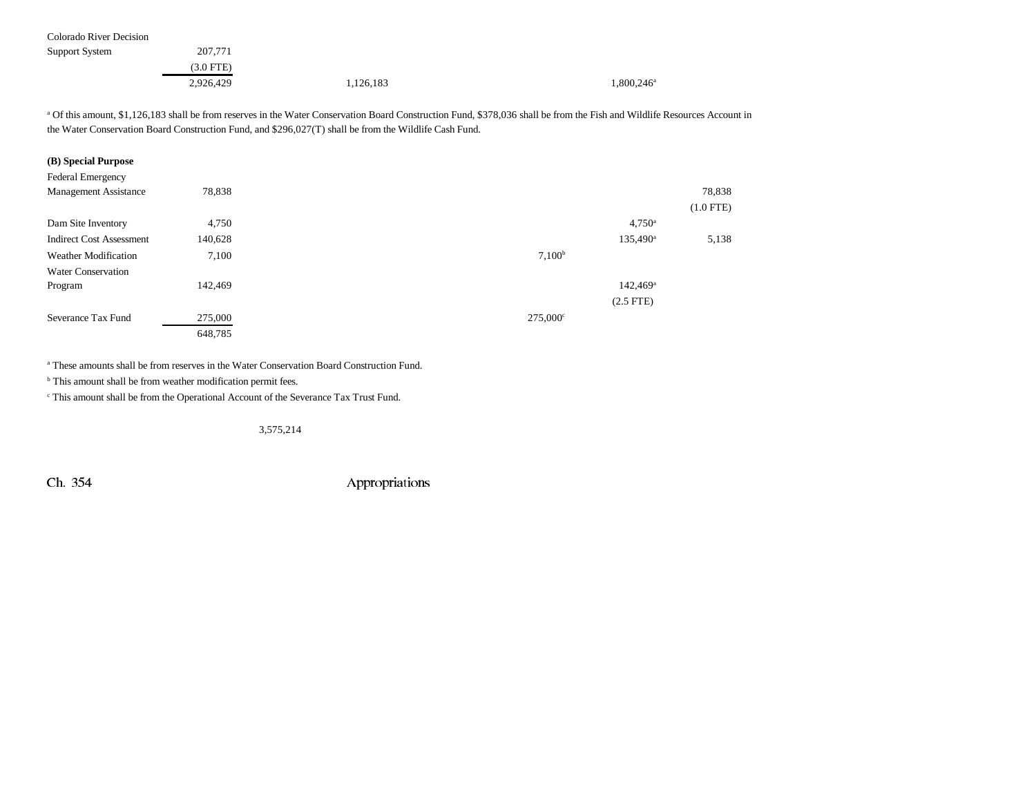| | | | | | |
|---|---|---|---|---|---|
| Colorado River Decision Support System | 207,771 | | | | |
| | (3.0 FTE) | | | | |
| | 2,926,429 | 1,126,183 | | 1,800,246[a] | |

[a] Of this amount, $1,126,183 shall be from reserves in the Water Conservation Board Construction Fund, $378,036 shall be from the Fish and Wildlife Resources Account in the Water Conservation Board Construction Fund, and $296,027(T) shall be from the Wildlife Cash Fund.

**(B) Special Purpose**

| | | | | | |
|---|---|---|---|---|---|
| Federal Emergency Management Assistance | 78,838 | | | | 78,838 |
| | | | | | (1.0 FTE) |
| Dam Site Inventory | 4,750 | | | 4,750[a] | |
| Indirect Cost Assessment | 140,628 | | | 135,490[a] | 5,138 |
| Weather Modification | 7,100 | | 7,100[b] | | |
| Water Conservation Program | 142,469 | | | 142,469[a] | |
| | | | | (2.5 FTE) | |
| Severance Tax Fund | 275,000 | | 275,000[c] | | |
| | 648,785 | | | | |

[a] These amounts shall be from reserves in the Water Conservation Board Construction Fund.

[b] This amount shall be from weather modification permit fees.

[c] This amount shall be from the Operational Account of the Severance Tax Trust Fund.

3,575,214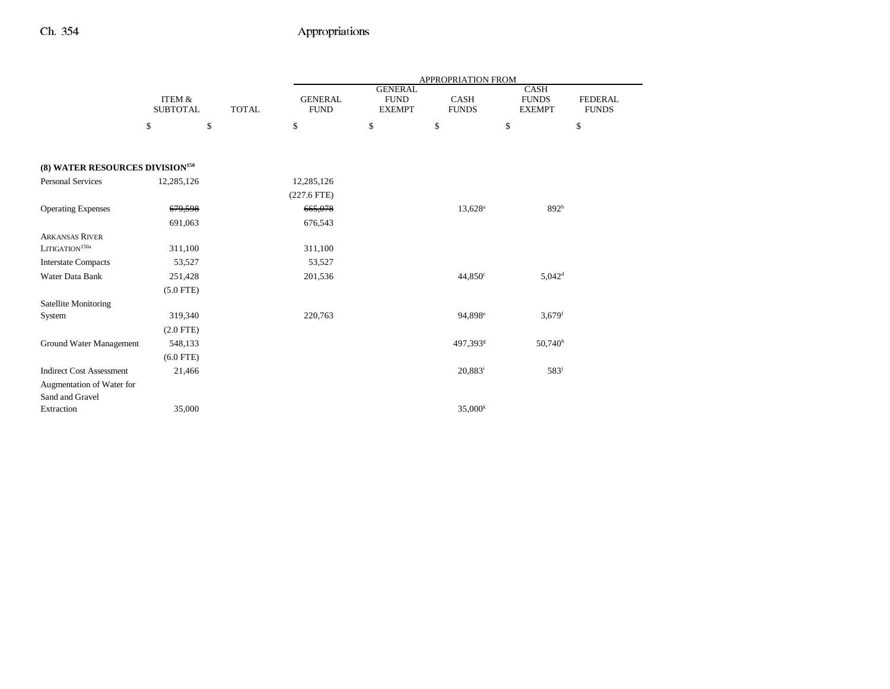| | ITEM & SUBTOTAL | TOTAL | GENERAL FUND | GENERAL FUND EXEMPT | CASH FUNDS | CASH FUNDS EXEMPT | FEDERAL FUNDS |
|---|---|---|---|---|---|---|---|
| | | | APPROPRIATION FROM | | | | |
| | $ | $ | $ | $ | $ | $ | $ |
| **(8) WATER RESOURCES DIVISION**[150] | | | | | | | |
| Personal Services | 12,285,126 | | 12,285,126 | | | | |
| | | | (227.6 FTE) | | | | |
| Operating Expenses | ~~679,598~~ | | ~~665,078~~ | | 13,628[a] | 892[b] | |
| | 691,063 | | 676,543 | | | | |
| ARKANSAS RIVER LITIGATION[150a] | 311,100 | | 311,100 | | | | |
| Interstate Compacts | 53,527 | | 53,527 | | | | |
| Water Data Bank | 251,428 | | 201,536 | | 44,850[c] | 5,042[d] | |
| | (5.0 FTE) | | | | | | |
| Satellite Monitoring System | 319,340 | | 220,763 | | 94,898[e] | 3,679[f] | |
| | (2.0 FTE) | | | | | | |
| Ground Water Management | 548,133 | | | | 497,393[g] | 50,740[h] | |
| | (6.0 FTE) | | | | | | |
| Indirect Cost Assessment | 21,466 | | | | 20,883[i] | 583[j] | |
| Augmentation of Water for Sand and Gravel Extraction | 35,000 | | | | 35,000[k] | | |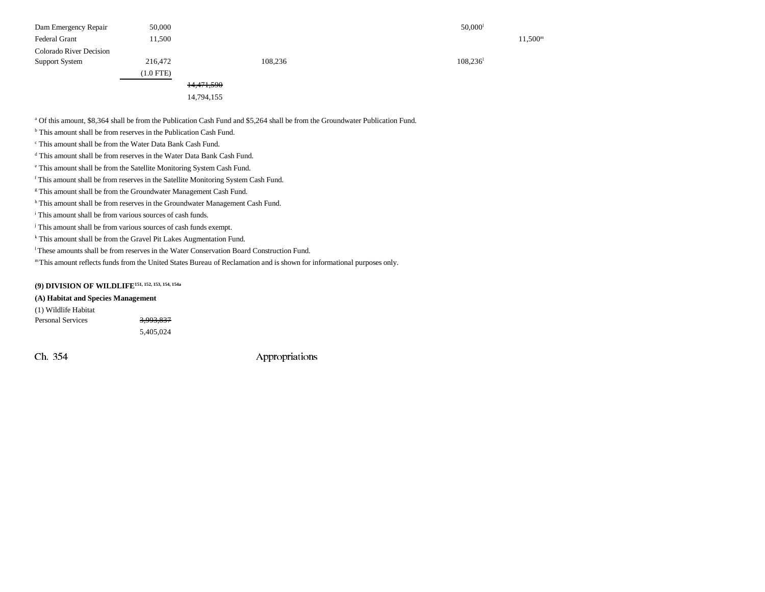| | | | | | | |
|---|---|---|---|---|---|---|
| Dam Emergency Repair | 50,000 | | | | 50,000[l] | |
| Federal Grant | 11,500 | | | | | 11,500[m] |
| Colorado River Decision Support System | 216,472 (1.0 FTE) | | 108,236 | | 108,236[l] | |
| | | ~~14,471,590~~ 14,794,155 | | | | |

[a] Of this amount, $8,364 shall be from the Publication Cash Fund and $5,264 shall be from the Groundwater Publication Fund.
[b] This amount shall be from reserves in the Publication Cash Fund.
[c] This amount shall be from the Water Data Bank Cash Fund.
[d] This amount shall be from reserves in the Water Data Bank Cash Fund.
[e] This amount shall be from the Satellite Monitoring System Cash Fund.
[f] This amount shall be from reserves in the Satellite Monitoring System Cash Fund.
[g] This amount shall be from the Groundwater Management Cash Fund.
[h] This amount shall be from reserves in the Groundwater Management Cash Fund.
[i] This amount shall be from various sources of cash funds.
[j] This amount shall be from various sources of cash funds exempt.
[k] This amount shall be from the Gravel Pit Lakes Augmentation Fund.
[l] These amounts shall be from reserves in the Water Conservation Board Construction Fund.
[m] This amount reflects funds from the United States Bureau of Reclamation and is shown for informational purposes only.

**(9) DIVISION OF WILDLIFE[151, 152, 153, 154, 154a]**

**(A) Habitat and Species Management**

| | |
|---|---|
| (1) Wildlife Habitat Personal Services | ~~3,993,837~~ 5,405,024 |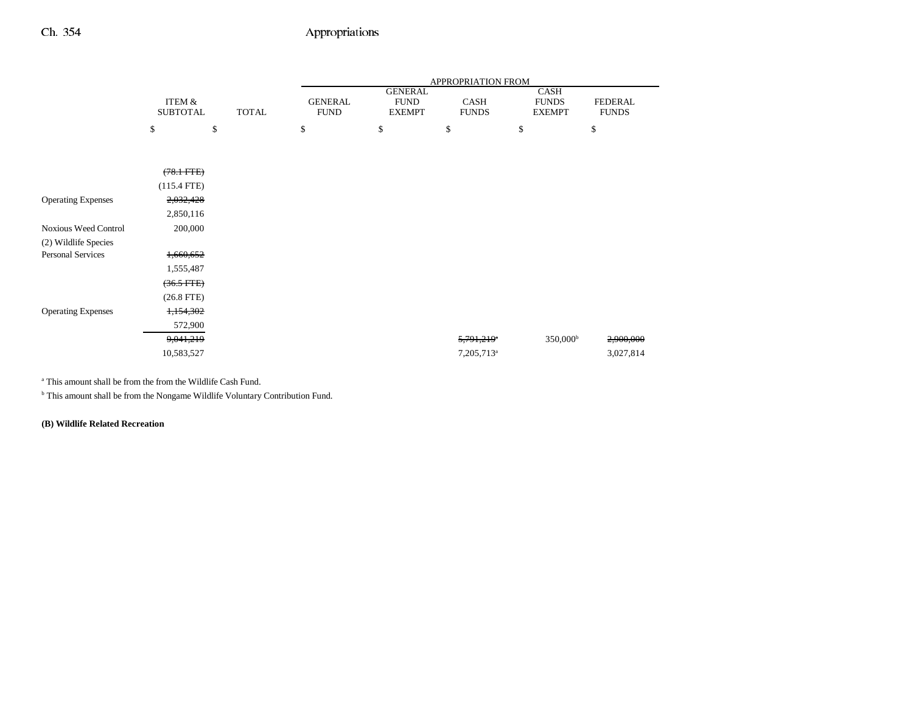| | ITEM & SUBTOTAL | TOTAL | APPROPRIATION FROM GENERAL FUND | GENERAL FUND EXEMPT | CASH FUNDS | CASH FUNDS EXEMPT | FEDERAL FUNDS |
|---|---|---|---|---|---|---|---|
| | $ | $ | $ | $ | $ | $ | $ |
| | ~~(78.1 FTE)~~ | | | | | | |
| | (115.4 FTE) | | | | | | |
| Operating Expenses | ~~2,032,428~~ | | | | | | |
| | 2,850,116 | | | | | | |
| Noxious Weed Control | 200,000 | | | | | | |
| (2) Wildlife Species | | | | | | | |
| Personal Services | ~~1,660,652~~ | | | | | | |
| | 1,555,487 | | | | | | |
| | ~~(36.5 FTE)~~ | | | | | | |
| | (26.8 FTE) | | | | | | |
| Operating Expenses | ~~1,154,302~~ | | | | | | |
| | 572,900 | | | | | | |
| | ~~9,041,219~~ | | | | ~~5,791,219~~[a] | 350,000[b] | ~~2,900,000~~ |
| | 10,583,527 | | | | 7,205,713[a] | | 3,027,814 |

[a] This amount shall be from the from the Wildlife Cash Fund.

[b] This amount shall be from the Nongame Wildlife Voluntary Contribution Fund.

**(B) Wildlife Related Recreation**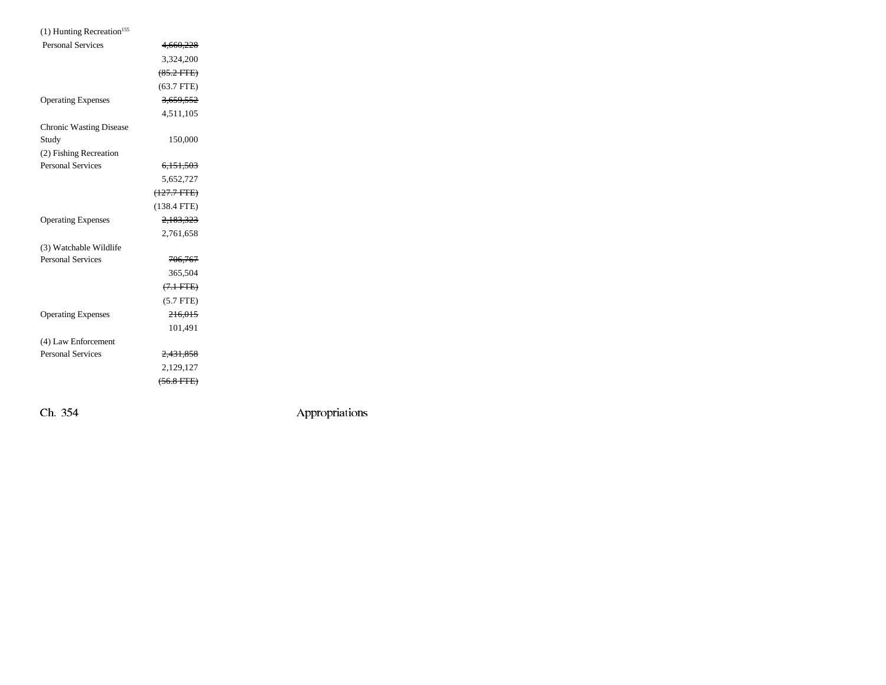| | |
|---|---|
| (1) Hunting Recreation[155] | |
| Personal Services | ~~4,660,228~~ |
| | 3,324,200 |
| | ~~(85.2 FTE)~~ |
| | (63.7 FTE) |
| Operating Expenses | ~~3,659,552~~ |
| | 4,511,105 |
| Chronic Wasting Disease Study | 150,000 |
| (2) Fishing Recreation | |
| Personal Services | ~~6,151,503~~ |
| | 5,652,727 |
| | ~~(127.7 FTE)~~ |
| | (138.4 FTE) |
| Operating Expenses | ~~2,183,323~~ |
| | 2,761,658 |
| (3) Watchable Wildlife | |
| Personal Services | ~~706,767~~ |
| | 365,504 |
| | ~~(7.1 FTE)~~ |
| | (5.7 FTE) |
| Operating Expenses | ~~216,015~~ |
| | 101,491 |
| (4) Law Enforcement | |
| Personal Services | ~~2,431,858~~ |
| | 2,129,127 |
| | ~~(56.8 FTE)~~ |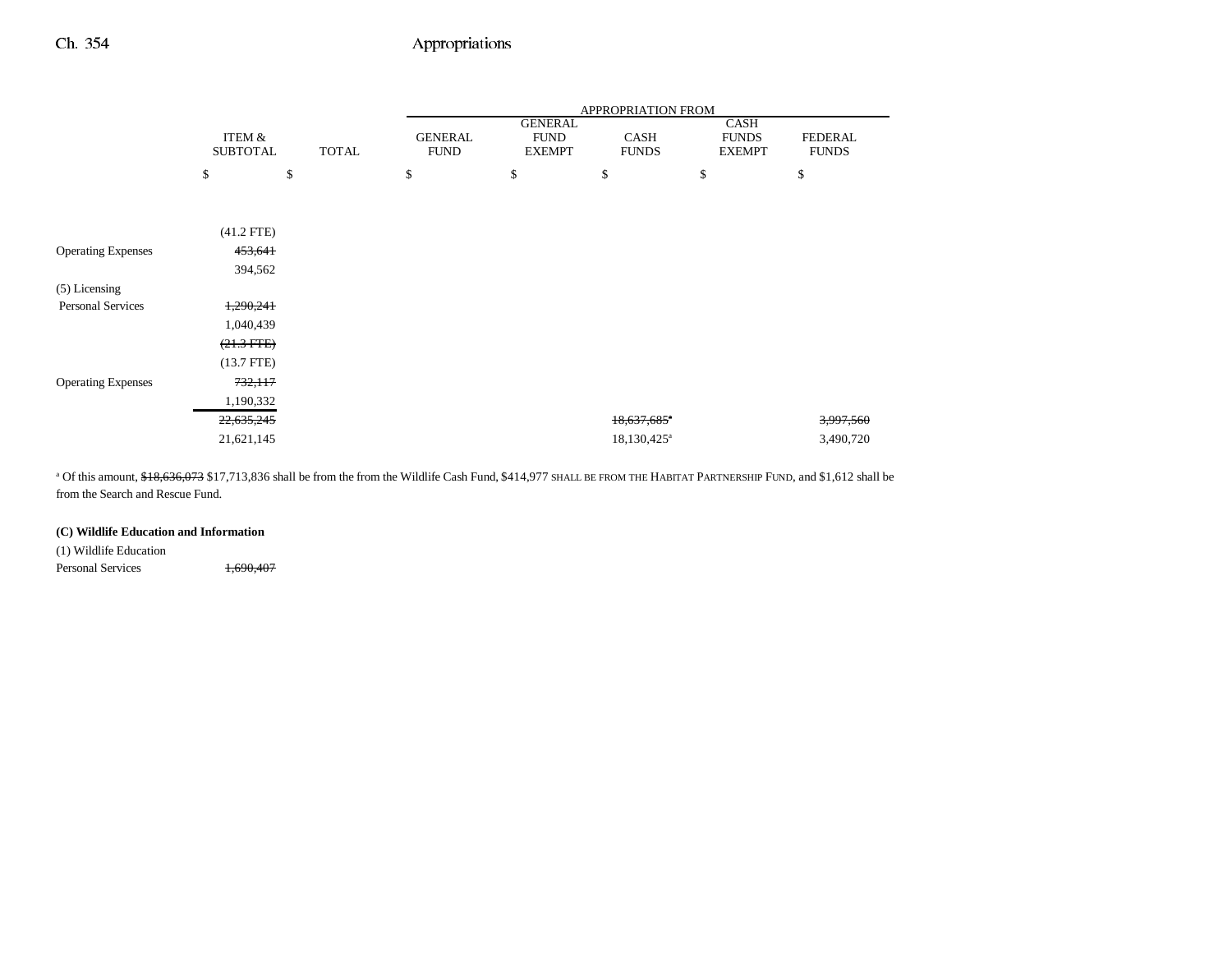| | ITEM & SUBTOTAL | TOTAL | APPROPRIATION FROM GENERAL FUND | GENERAL FUND EXEMPT | CASH FUNDS | CASH FUNDS EXEMPT | FEDERAL FUNDS |
|---|---|---|---|---|---|---|---|
| | $ | $ | $ | $ | $ | $ | $ |
| | (41.2 FTE) | | | | | | |
| Operating Expenses | ~~453,641~~ | | | | | | |
| | 394,562 | | | | | | |
| (5) Licensing | | | | | | | |
| Personal Services | ~~1,290,241~~ | | | | | | |
| | 1,040,439 | | | | | | |
| | ~~(21.3 FTE)~~ | | | | | | |
| | (13.7 FTE) | | | | | | |
| Operating Expenses | ~~732,117~~ | | | | | | |
| | 1,190,332 | | | | | | |
| | ~~22,635,245~~ | | | | ~~18,637,685~~[a] | | ~~3,997,560~~ |
| | 21,621,145 | | | | 18,130,425[a] | | 3,490,720 |

[a] Of this amount, ~~$18,636,073~~ $17,713,836 shall be from the from the Wildlife Cash Fund, $414,977 SHALL BE FROM THE HABITAT PARTNERSHIP FUND, and $1,612 shall be from the Search and Rescue Fund.

**(C) Wildlife Education and Information**

| | ITEM & SUBTOTAL |
|---|---|
| (1) Wildlife Education | |
| Personal Services | ~~1,690,407~~ |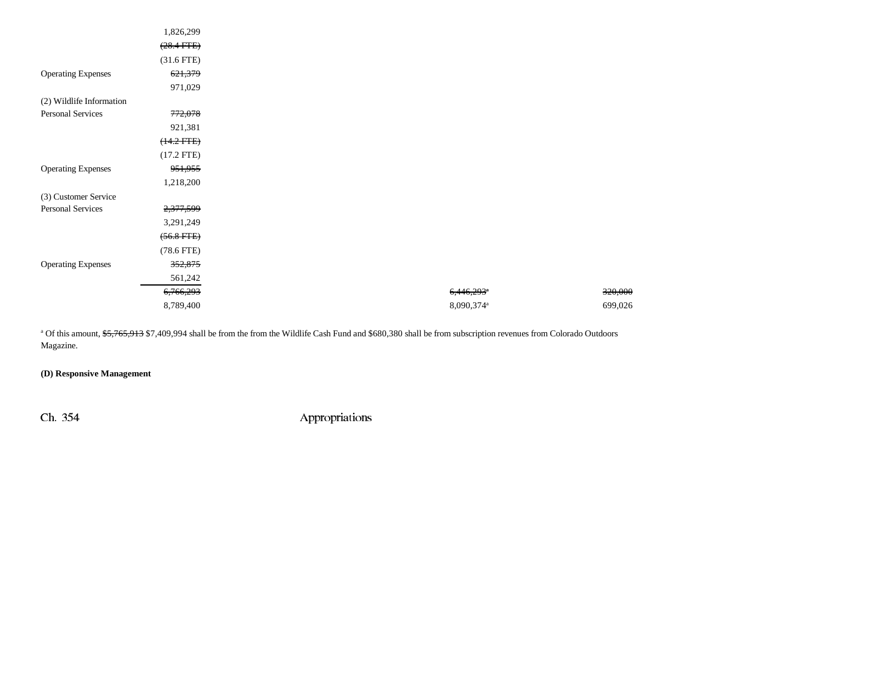| | | | |
|---|---|---|---|
| | 1,826,299 | | |
| | ~~(28.4 FTE)~~ | | |
| | (31.6 FTE) | | |
| Operating Expenses | ~~621,379~~ | | |
| | 971,029 | | |
| (2) Wildlife Information | | | |
| Personal Services | ~~772,078~~ | | |
| | 921,381 | | |
| | ~~(14.2 FTE)~~ | | |
| | (17.2 FTE) | | |
| Operating Expenses | ~~951,955~~ | | |
| | 1,218,200 | | |
| (3) Customer Service | | | |
| Personal Services | ~~2,377,599~~ | | |
| | 3,291,249 | | |
| | ~~(56.8 FTE)~~ | | |
| | (78.6 FTE) | | |
| Operating Expenses | ~~352,875~~ | | |
| | 561,242 | | |
| | ~~6,766,293~~ | ~~6,446,293~~[a] | ~~320,000~~ |
| | 8,789,400 | 8,090,374[a] | 699,026 |

[a] Of this amount, ~~$5,765,913~~ $7,409,994 shall be from the from the Wildlife Cash Fund and $680,380 shall be from subscription revenues from Colorado Outdoors Magazine.

**(D) Responsive Management**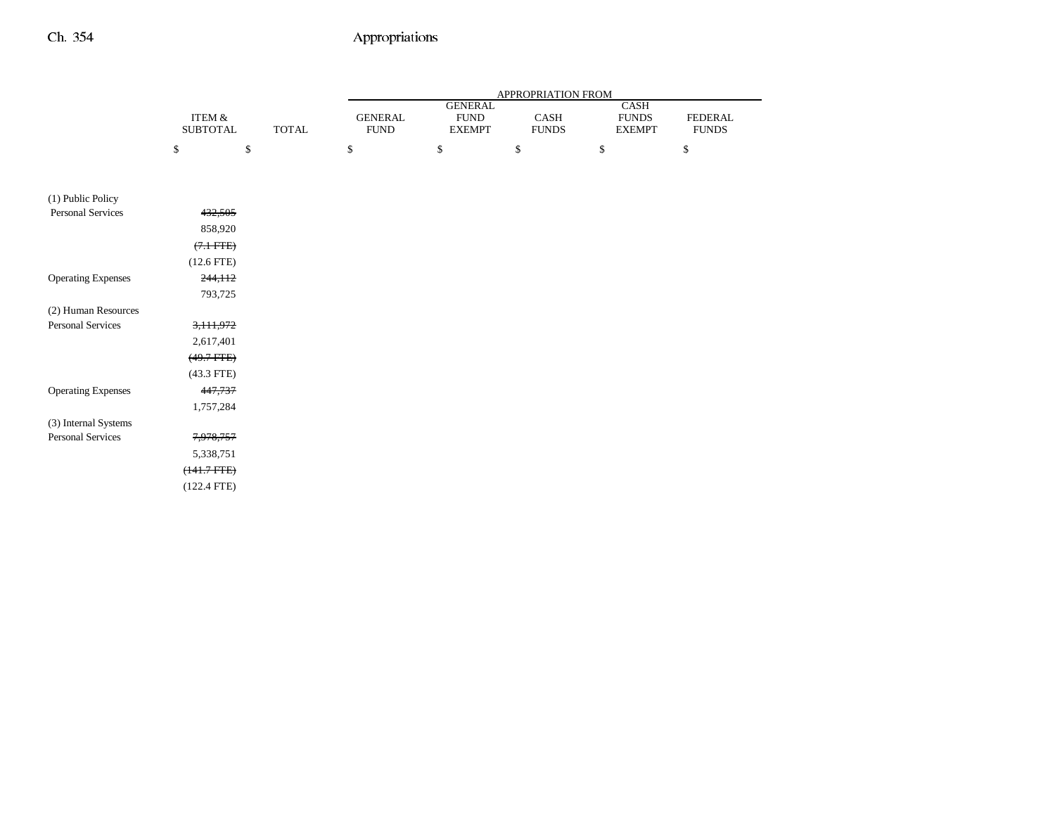| | ITEM & SUBTOTAL | TOTAL | APPROPRIATION FROM GENERAL FUND | GENERAL FUND EXEMPT | CASH FUNDS | CASH FUNDS EXEMPT | FEDERAL FUNDS |
|---|---|---|---|---|---|---|---|
| | $ | $ | $ | $ | $ | $ | $ |
| (1) Public Policy | | | | | | | |
| Personal Services | ~~432,505~~ | | | | | | |
| | 858,920 | | | | | | |
| | ~~(7.1 FTE)~~ | | | | | | |
| | (12.6 FTE) | | | | | | |
| Operating Expenses | ~~244,112~~ | | | | | | |
| | 793,725 | | | | | | |
| (2) Human Resources | | | | | | | |
| Personal Services | ~~3,111,972~~ | | | | | | |
| | 2,617,401 | | | | | | |
| | ~~(49.7 FTE)~~ | | | | | | |
| | (43.3 FTE) | | | | | | |
| Operating Expenses | ~~447,737~~ | | | | | | |
| | 1,757,284 | | | | | | |
| (3) Internal Systems | | | | | | | |
| Personal Services | ~~7,978,757~~ | | | | | | |
| | 5,338,751 | | | | | | |
| | ~~(141.7 FTE)~~ | | | | | | |
| | (122.4 FTE) | | | | | | |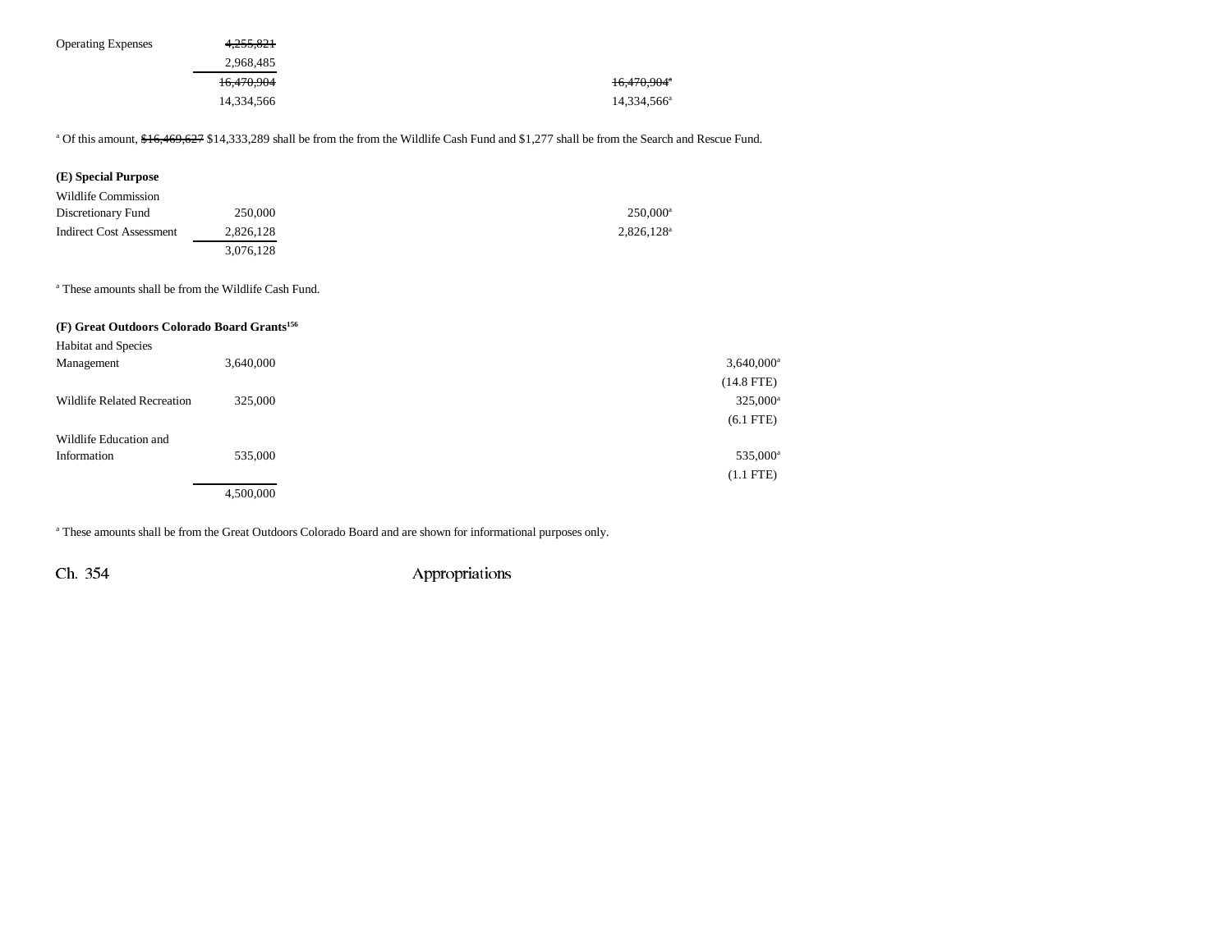| | | | | |
|---|---|---|---|---|
| Operating Expenses | ~~4,255,821~~ | | | |
| | 2,968,485 | | | |
| | ~~16,470,904~~ | | ~~16,470,904~~[a] | |
| | 14,334,566 | | 14,334,566[a] | |

[a] Of this amount, ~~$16,469,627~~ $14,333,289 shall be from the from the Wildlife Cash Fund and $1,277 shall be from the Search and Rescue Fund.

**(E) Special Purpose**

| | | | | |
|---|---|---|---|---|
| Wildlife Commission Discretionary Fund | 250,000 | | 250,000[a] | |
| Indirect Cost Assessment | 2,826,128 | | 2,826,128[a] | |
| | 3,076,128 | | | |

[a] These amounts shall be from the Wildlife Cash Fund.

**(F) Great Outdoors Colorado Board Grants[156]**

| | | | | |
|---|---|---|---|---|
| Habitat and Species Management | 3,640,000 | | | 3,640,000[a] |
| | | | | (14.8 FTE) |
| Wildlife Related Recreation | 325,000 | | | 325,000[a] |
| | | | | (6.1 FTE) |
| Wildlife Education and Information | 535,000 | | | 535,000[a] |
| | | | | (1.1 FTE) |
| | 4,500,000 | | | |

[a] These amounts shall be from the Great Outdoors Colorado Board and are shown for informational purposes only.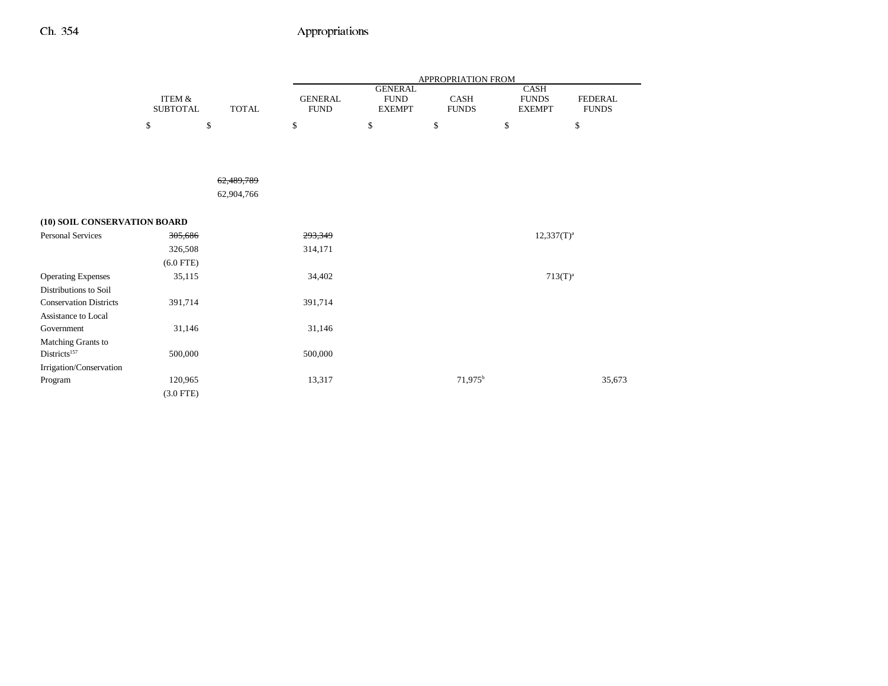|  | ITEM & SUBTOTAL | TOTAL | GENERAL FUND | GENERAL FUND EXEMPT | CASH FUNDS | CASH FUNDS EXEMPT | FEDERAL FUNDS |
|---|---|---|---|---|---|---|---|
|  | $ | $ | $ | $ | $ | $ | $ |
|  |  | ~~62,489,789~~ |  |  |  |  |  |
|  |  | 62,904,766 |  |  |  |  |  |
| **(10) SOIL CONSERVATION BOARD** |  |  |  |  |  |  |  |
| Personal Services | ~~305,686~~ |  | ~~293,349~~ |  |  | 12,337(T)[a] |  |
|  | 326,508 |  | 314,171 |  |  |  |  |
|  | (6.0 FTE) |  |  |  |  |  |  |
| Operating Expenses | 35,115 |  | 34,402 |  |  | 713(T)[a] |  |
| Distributions to Soil Conservation Districts | 391,714 |  | 391,714 |  |  |  |  |
| Assistance to Local Government | 31,146 |  | 31,146 |  |  |  |  |
| Matching Grants to Districts[157] | 500,000 |  | 500,000 |  |  |  |  |
| Irrigation/Conservation Program | 120,965 |  | 13,317 |  | 71,975[b] |  | 35,673 |
|  | (3.0 FTE) |  |  |  |  |  |  |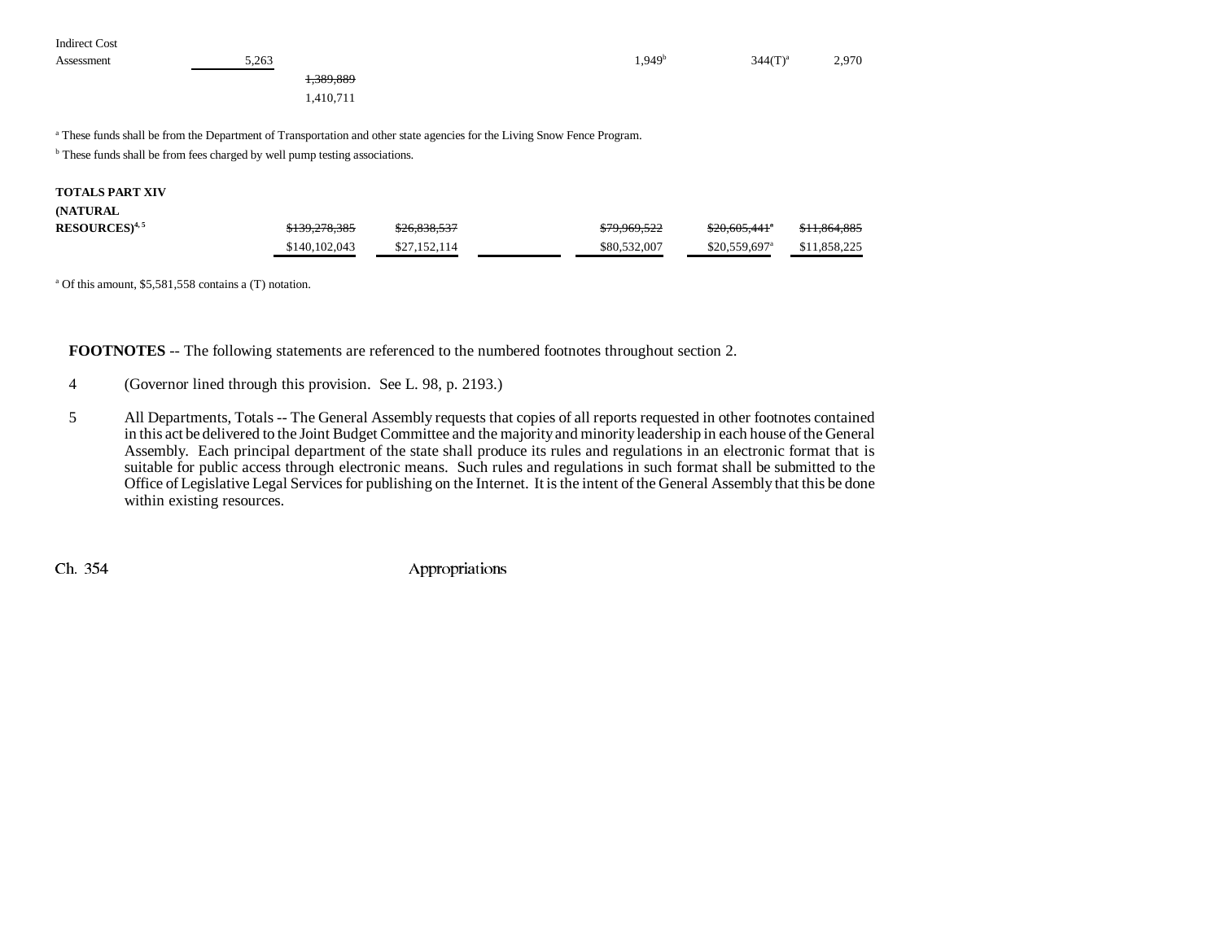| | | | | | | |
|---|---|---|---|---|---|---|
| Indirect Cost Assessment | 5,263 | | | 1,949[b] | 344(T)[a] | 2,970 |
| | | ~~1,389,889~~ | | | | |
| | | 1,410,711 | | | | |

[a] These funds shall be from the Department of Transportation and other state agencies for the Living Snow Fence Program.

[b] These funds shall be from fees charged by well pump testing associations.

| | | | | | | |
|---|---|---|---|---|---|---|
| **TOTALS PART XIV (NATURAL RESOURCES)**[4, 5] | ~~$139,278,385~~ | ~~$26,838,537~~ | | ~~$79,969,522~~ | ~~$20,605,441[a]~~ | ~~$11,864,885~~ |
| | $140,102,043 | $27,152,114 | | $80,532,007 | $20,559,697[a] | $11,858,225 |

[a] Of this amount, $5,581,558 contains a (T) notation.

**FOOTNOTES** -- The following statements are referenced to the numbered footnotes throughout section 2.

4 (Governor lined through this provision. See L. 98, p. 2193.)

5 All Departments, Totals -- The General Assembly requests that copies of all reports requested in other footnotes contained in this act be delivered to the Joint Budget Committee and the majority and minority leadership in each house of the General Assembly. Each principal department of the state shall produce its rules and regulations in an electronic format that is suitable for public access through electronic means. Such rules and regulations in such format shall be submitted to the Office of Legislative Legal Services for publishing on the Internet. It is the intent of the General Assembly that this be done within existing resources.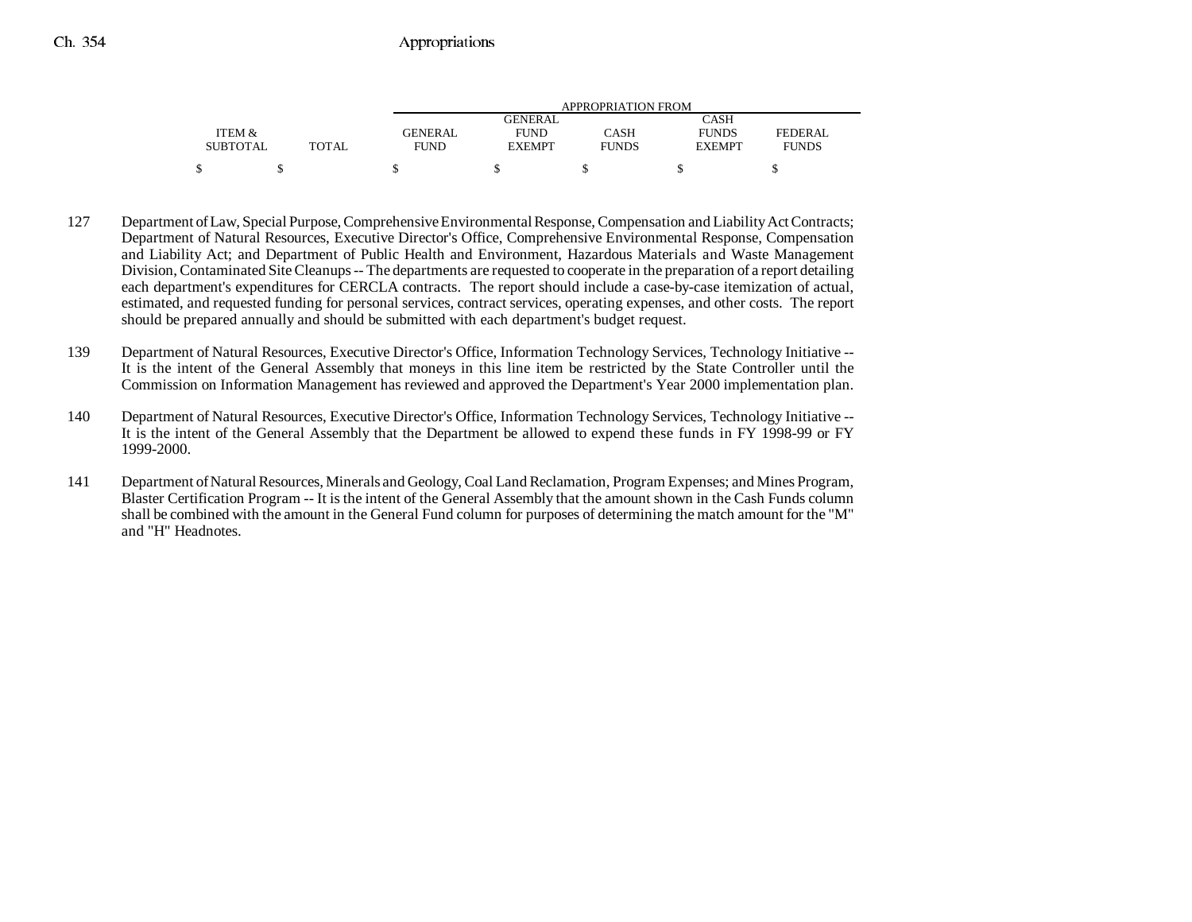| ITEM & SUBTOTAL | TOTAL | APPROPRIATION FROM GENERAL FUND | GENERAL FUND EXEMPT | CASH FUNDS | CASH FUNDS EXEMPT | FEDERAL FUNDS |
|---|---|---|---|---|---|---|
| $ | $ | $ | $ | $ | $ | $ |

127 Department of Law, Special Purpose, Comprehensive Environmental Response, Compensation and Liability Act Contracts; Department of Natural Resources, Executive Director's Office, Comprehensive Environmental Response, Compensation and Liability Act; and Department of Public Health and Environment, Hazardous Materials and Waste Management Division, Contaminated Site Cleanups -- The departments are requested to cooperate in the preparation of a report detailing each department's expenditures for CERCLA contracts. The report should include a case-by-case itemization of actual, estimated, and requested funding for personal services, contract services, operating expenses, and other costs. The report should be prepared annually and should be submitted with each department's budget request.

139 Department of Natural Resources, Executive Director's Office, Information Technology Services, Technology Initiative -- It is the intent of the General Assembly that moneys in this line item be restricted by the State Controller until the Commission on Information Management has reviewed and approved the Department's Year 2000 implementation plan.

140 Department of Natural Resources, Executive Director's Office, Information Technology Services, Technology Initiative -- It is the intent of the General Assembly that the Department be allowed to expend these funds in FY 1998-99 or FY 1999-2000.

141 Department of Natural Resources, Minerals and Geology, Coal Land Reclamation, Program Expenses; and Mines Program, Blaster Certification Program -- It is the intent of the General Assembly that the amount shown in the Cash Funds column shall be combined with the amount in the General Fund column for purposes of determining the match amount for the "M" and "H" Headnotes.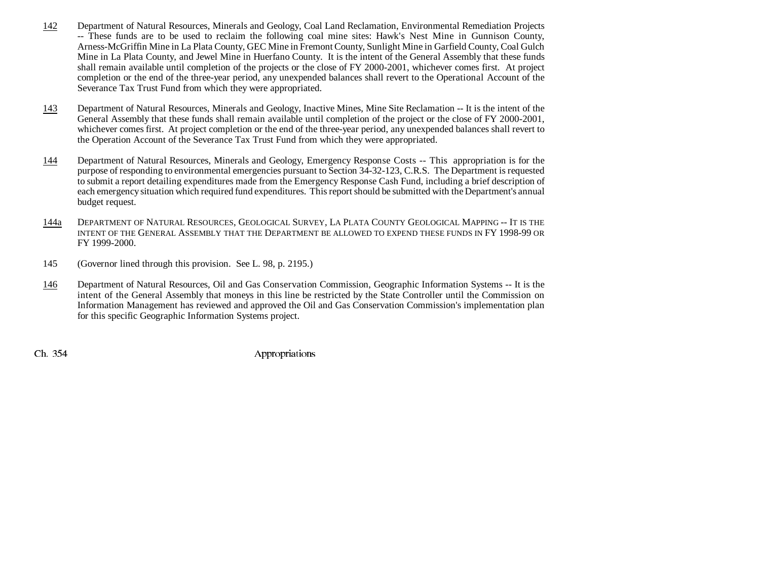142 Department of Natural Resources, Minerals and Geology, Coal Land Reclamation, Environmental Remediation Projects -- These funds are to be used to reclaim the following coal mine sites: Hawk's Nest Mine in Gunnison County, Arness-McGriffin Mine in La Plata County, GEC Mine in Fremont County, Sunlight Mine in Garfield County, Coal Gulch Mine in La Plata County, and Jewel Mine in Huerfano County. It is the intent of the General Assembly that these funds shall remain available until completion of the projects or the close of FY 2000-2001, whichever comes first. At project completion or the end of the three-year period, any unexpended balances shall revert to the Operational Account of the Severance Tax Trust Fund from which they were appropriated.

143 Department of Natural Resources, Minerals and Geology, Inactive Mines, Mine Site Reclamation -- It is the intent of the General Assembly that these funds shall remain available until completion of the project or the close of FY 2000-2001, whichever comes first. At project completion or the end of the three-year period, any unexpended balances shall revert to the Operation Account of the Severance Tax Trust Fund from which they were appropriated.

144 Department of Natural Resources, Minerals and Geology, Emergency Response Costs -- This appropriation is for the purpose of responding to environmental emergencies pursuant to Section 34-32-123, C.R.S. The Department is requested to submit a report detailing expenditures made from the Emergency Response Cash Fund, including a brief description of each emergency situation which required fund expenditures. This report should be submitted with the Department's annual budget request.

144a DEPARTMENT OF NATURAL RESOURCES, GEOLOGICAL SURVEY, LA PLATA COUNTY GEOLOGICAL MAPPING -- IT IS THE INTENT OF THE GENERAL ASSEMBLY THAT THE DEPARTMENT BE ALLOWED TO EXPEND THESE FUNDS IN FY 1998-99 OR FY 1999-2000.

145 (Governor lined through this provision. See L. 98, p. 2195.)

146 Department of Natural Resources, Oil and Gas Conservation Commission, Geographic Information Systems -- It is the intent of the General Assembly that moneys in this line be restricted by the State Controller until the Commission on Information Management has reviewed and approved the Oil and Gas Conservation Commission's implementation plan for this specific Geographic Information Systems project.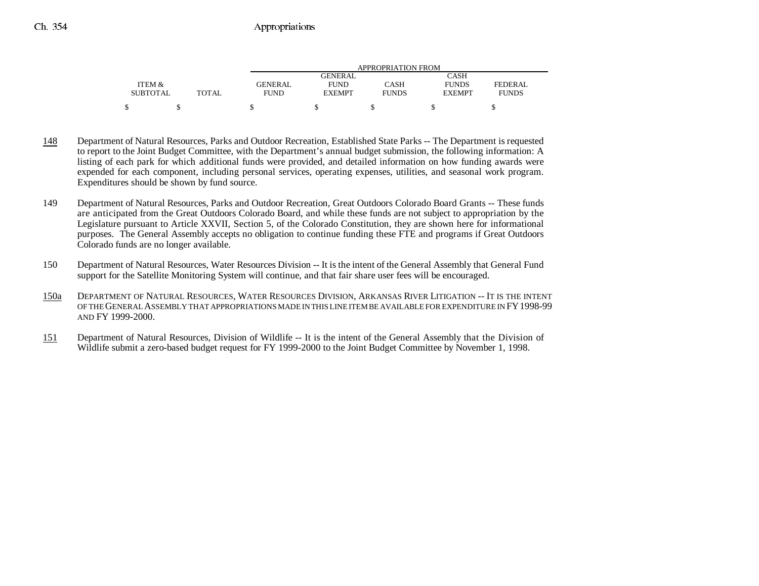| ITEM & SUBTOTAL | TOTAL | APPROPRIATION FROM GENERAL FUND | GENERAL FUND EXEMPT | CASH FUNDS | CASH FUNDS EXEMPT | FEDERAL FUNDS |
|---|---|---|---|---|---|---|
| $ | $ | $ | $ | $ | $ | $ |

148 Department of Natural Resources, Parks and Outdoor Recreation, Established State Parks -- The Department is requested to report to the Joint Budget Committee, with the Department's annual budget submission, the following information: A listing of each park for which additional funds were provided, and detailed information on how funding awards were expended for each component, including personal services, operating expenses, utilities, and seasonal work program. Expenditures should be shown by fund source.

149 Department of Natural Resources, Parks and Outdoor Recreation, Great Outdoors Colorado Board Grants -- These funds are anticipated from the Great Outdoors Colorado Board, and while these funds are not subject to appropriation by the Legislature pursuant to Article XXVII, Section 5, of the Colorado Constitution, they are shown here for informational purposes. The General Assembly accepts no obligation to continue funding these FTE and programs if Great Outdoors Colorado funds are no longer available.

150 Department of Natural Resources, Water Resources Division -- It is the intent of the General Assembly that General Fund support for the Satellite Monitoring System will continue, and that fair share user fees will be encouraged.

150a DEPARTMENT OF NATURAL RESOURCES, WATER RESOURCES DIVISION, ARKANSAS RIVER LITIGATION -- IT IS THE INTENT OF THE GENERAL ASSEMBLY THAT APPROPRIATIONS MADE IN THIS LINE ITEM BE AVAILABLE FOR EXPENDITURE IN FY 1998-99 AND FY 1999-2000.

151 Department of Natural Resources, Division of Wildlife -- It is the intent of the General Assembly that the Division of Wildlife submit a zero-based budget request for FY 1999-2000 to the Joint Budget Committee by November 1, 1998.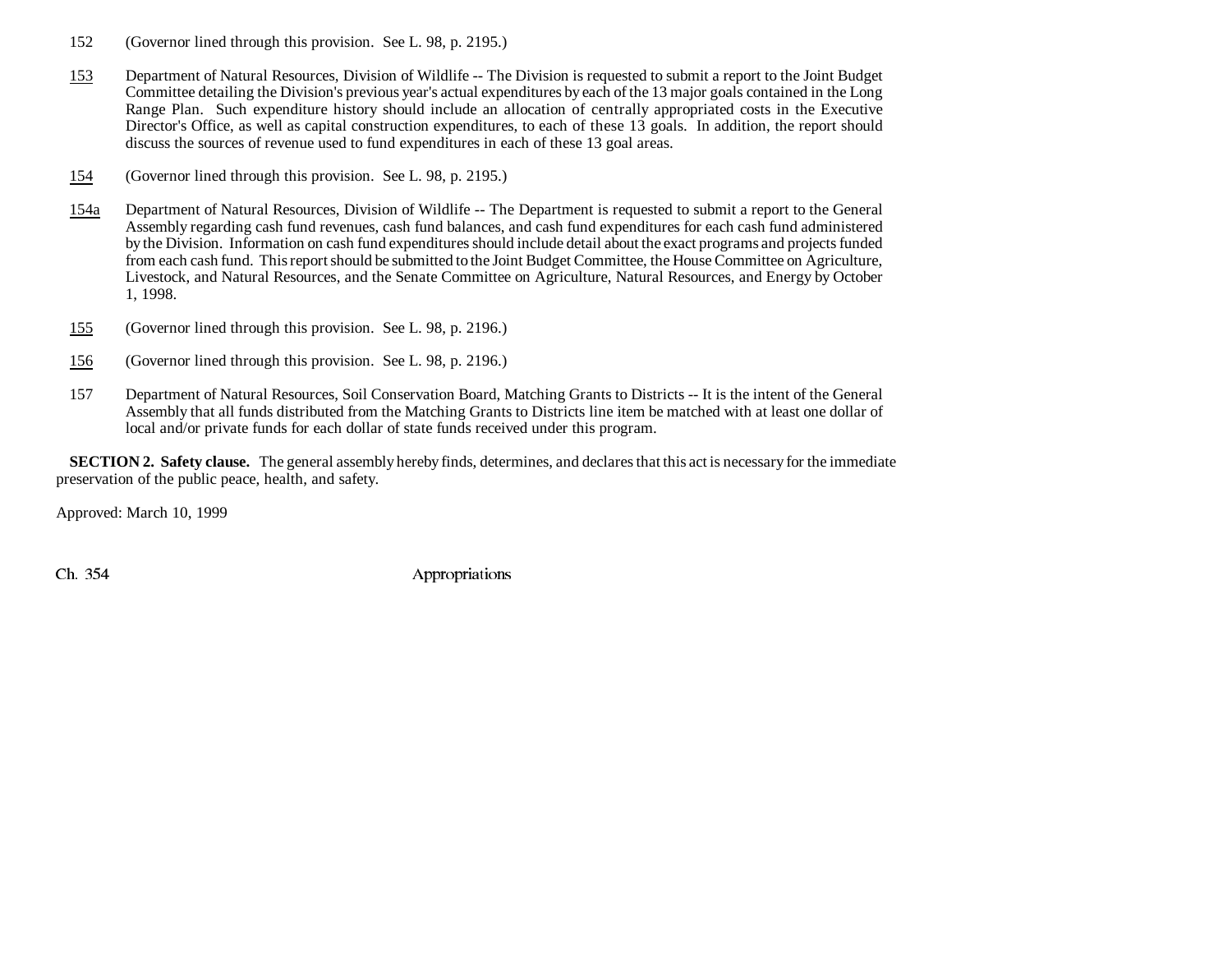152 (Governor lined through this provision. See L. 98, p. 2195.)

153 Department of Natural Resources, Division of Wildlife -- The Division is requested to submit a report to the Joint Budget Committee detailing the Division's previous year's actual expenditures by each of the 13 major goals contained in the Long Range Plan. Such expenditure history should include an allocation of centrally appropriated costs in the Executive Director's Office, as well as capital construction expenditures, to each of these 13 goals. In addition, the report should discuss the sources of revenue used to fund expenditures in each of these 13 goal areas.

154 (Governor lined through this provision. See L. 98, p. 2195.)

154a Department of Natural Resources, Division of Wildlife -- The Department is requested to submit a report to the General Assembly regarding cash fund revenues, cash fund balances, and cash fund expenditures for each cash fund administered by the Division. Information on cash fund expenditures should include detail about the exact programs and projects funded from each cash fund. This report should be submitted to the Joint Budget Committee, the House Committee on Agriculture, Livestock, and Natural Resources, and the Senate Committee on Agriculture, Natural Resources, and Energy by October 1, 1998.

155 (Governor lined through this provision. See L. 98, p. 2196.)

156 (Governor lined through this provision. See L. 98, p. 2196.)

157 Department of Natural Resources, Soil Conservation Board, Matching Grants to Districts -- It is the intent of the General Assembly that all funds distributed from the Matching Grants to Districts line item be matched with at least one dollar of local and/or private funds for each dollar of state funds received under this program.

**SECTION 2. Safety clause.** The general assembly hereby finds, determines, and declares that this act is necessary for the immediate preservation of the public peace, health, and safety.

Approved: March 10, 1999